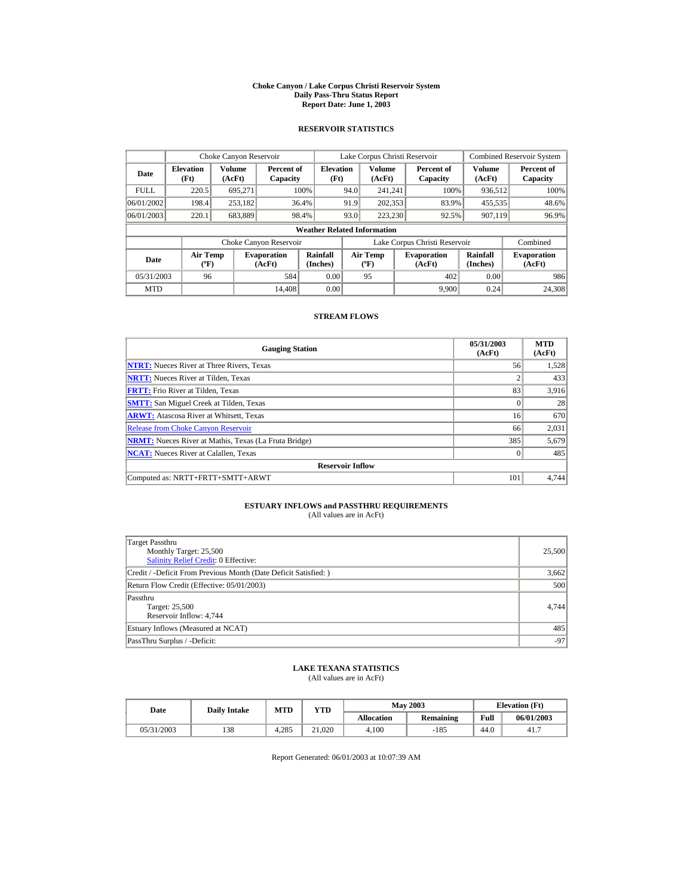# Choke Canyon / Lake Corpus Christi Reservoir System
## Daily Pass-Thru Status Report
## Report Date: June 1, 2003

### RESERVOIR STATISTICS

| | Choke Canyon Reservoir | | | Lake Corpus Christi Reservoir | | | Combined Reservoir System | |
|---|---|---|---|---|---|---|---|---|
| Date | Elevation (Ft) | Volume (AcFt) | Percent of Capacity | Elevation (Ft) | Volume (AcFt) | Percent of Capacity | Volume (AcFt) | Percent of Capacity |
| FULL | 220.5 | 695,271 | 100% | 94.0 | 241,241 | 100% | 936,512 | 100% |
| 06/01/2002 | 198.4 | 253,182 | 36.4% | 91.9 | 202,353 | 83.9% | 455,535 | 48.6% |
| 06/01/2003 | 220.1 | 683,889 | 98.4% | 93.0 | 223,230 | 92.5% | 907,119 | 96.9% |

**Weather Related Information**

| | Choke Canyon Reservoir | | | Lake Corpus Christi Reservoir | | | Combined |
|---|---|---|---|---|---|---|---|
| Date | Air Temp (ºF) | Evaporation (AcFt) | Rainfall (Inches) | Air Temp (ºF) | Evaporation (AcFt) | Rainfall (Inches) | Evaporation (AcFt) |
| 05/31/2003 | 96 | 584 | 0.00 | 95 | 402 | 0.00 | 986 |
| MTD | | 14,408 | 0.00 | | 9,900 | 0.24 | 24,308 |

### STREAM FLOWS

| Gauging Station | 05/31/2003 (AcFt) | MTD (AcFt) |
|---|---|---|
| **NTRT:** Nueces River at Three Rivers, Texas | 56 | 1,528 |
| **NRTT:** Nueces River at Tilden, Texas | 2 | 433 |
| **FRTT:** Frio River at Tilden, Texas | 83 | 3,916 |
| **SMTT:** San Miguel Creek at Tilden, Texas | 0 | 28 |
| **ARWT:** Atascosa River at Whitsett, Texas | 16 | 670 |
| Release from Choke Canyon Reservoir | 66 | 2,031 |
| **NRMT:** Nueces River at Mathis, Texas (La Fruta Bridge) | 385 | 5,679 |
| **NCAT:** Nueces River at Calallen, Texas | 0 | 485 |
| **Reservoir Inflow** | | |
| Computed as: NRTT+FRTT+SMTT+ARWT | 101 | 4,744 |

### ESTUARY INFLOWS and PASSTHRU REQUIREMENTS
(All values are in AcFt)

| | |
|---|---|
| Target Passthru<br>Monthly Target: 25,500<br>Salinity Relief Credit: 0 Effective: | 25,500 |
| Credit / -Deficit From Previous Month (Date Deficit Satisfied: ) | 3,662 |
| Return Flow Credit (Effective: 05/01/2003) | 500 |
| Passthru<br>Target: 25,500<br>Reservoir Inflow: 4,744 | 4,744 |
| Estuary Inflows (Measured at NCAT) | 485 |
| PassThru Surplus / -Deficit: | -97 |

### LAKE TEXANA STATISTICS
(All values are in AcFt)

| Date | Daily Intake | MTD | YTD | May 2003 | | Elevation (Ft) | |
|---|---|---|---|---|---|---|---|
| | | | | Allocation | Remaining | Full | 06/01/2003 |
| 05/31/2003 | 138 | 4,285 | 21,020 | 4,100 | -185 | 44.0 | 41.7 |

Report Generated: 06/01/2003 at 10:07:39 AM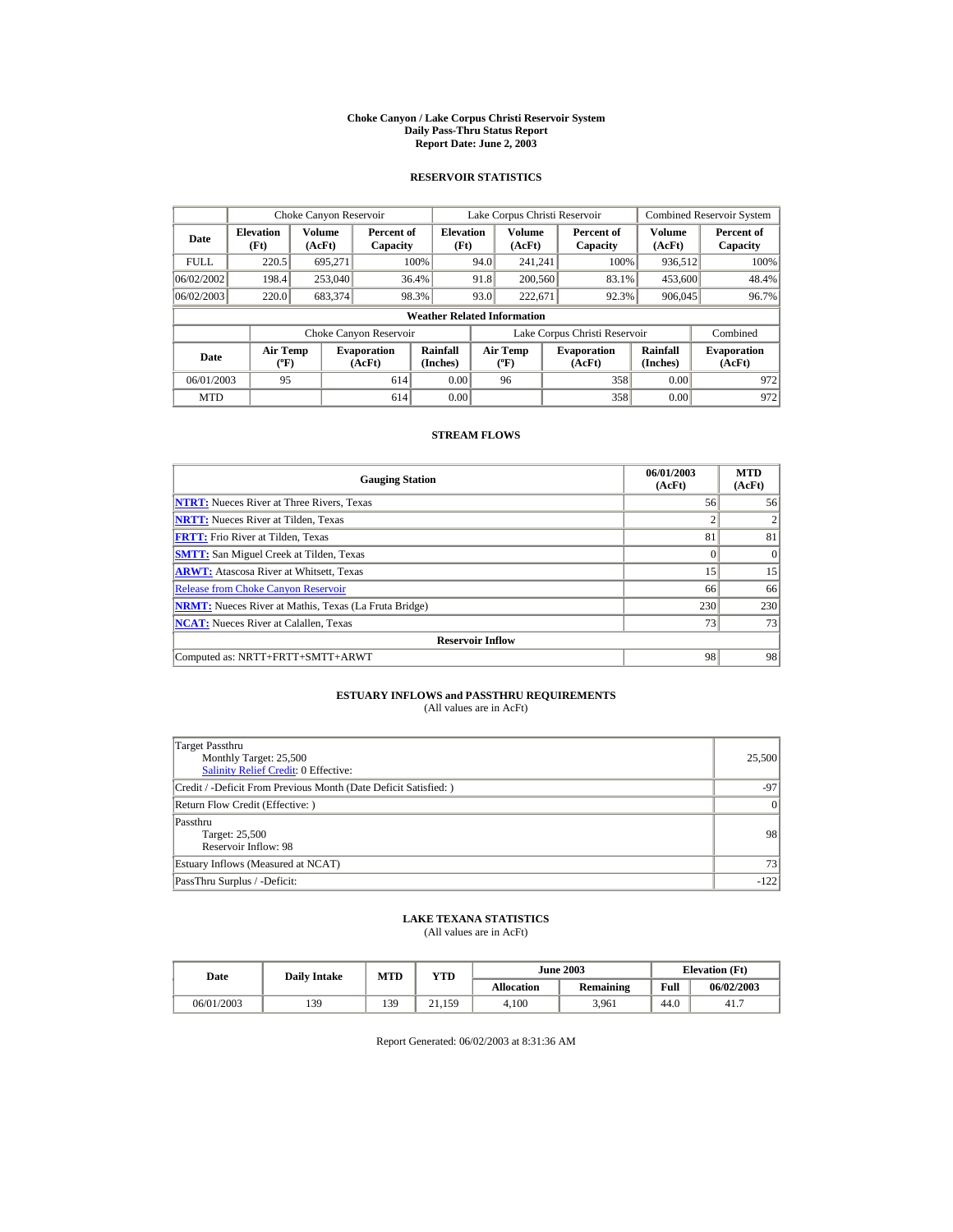# Choke Canyon / Lake Corpus Christi Reservoir System
## Daily Pass-Thru Status Report
### Report Date: June 2, 2003

## RESERVOIR STATISTICS

| Date | Choke Canyon Reservoir | | | Lake Corpus Christi Reservoir | | | Combined Reservoir System | |
|---|---|---|---|---|---|---|---|---|
| | Elevation (Ft) | Volume (AcFt) | Percent of Capacity | Elevation (Ft) | Volume (AcFt) | Percent of Capacity | Volume (AcFt) | Percent of Capacity |
| FULL | 220.5 | 695,271 | 100% | 94.0 | 241,241 | 100% | 936,512 | 100% |
| 06/02/2002 | 198.4 | 253,040 | 36.4% | 91.8 | 200,560 | 83.1% | 453,600 | 48.4% |
| 06/02/2003 | 220.0 | 683,374 | 98.3% | 93.0 | 222,671 | 92.3% | 906,045 | 96.7% |

**Weather Related Information**

| Date | Choke Canyon Reservoir | | | Lake Corpus Christi Reservoir | | | Combined |
|---|---|---|---|---|---|---|---|
| | Air Temp (ºF) | Evaporation (AcFt) | Rainfall (Inches) | Air Temp (ºF) | Evaporation (AcFt) | Rainfall (Inches) | Evaporation (AcFt) |
| 06/01/2003 | 95 | 614 | 0.00 | 96 | 358 | 0.00 | 972 |
| MTD | | 614 | 0.00 | | 358 | 0.00 | 972 |

## STREAM FLOWS

| Gauging Station | 06/01/2003 (AcFt) | MTD (AcFt) |
|---|---|---|
| NTRT: Nueces River at Three Rivers, Texas | 56 | 56 |
| NRTT: Nueces River at Tilden, Texas | 2 | 2 |
| FRTT: Frio River at Tilden, Texas | 81 | 81 |
| SMTT: San Miguel Creek at Tilden, Texas | 0 | 0 |
| ARWT: Atascosa River at Whitsett, Texas | 15 | 15 |
| Release from Choke Canyon Reservoir | 66 | 66 |
| NRMT: Nueces River at Mathis, Texas (La Fruta Bridge) | 230 | 230 |
| NCAT: Nueces River at Calallen, Texas | 73 | 73 |
| **Reservoir Inflow** | | |
| Computed as: NRTT+FRTT+SMTT+ARWT | 98 | 98 |

## ESTUARY INFLOWS and PASSTHRU REQUIREMENTS
(All values are in AcFt)

| | |
|---|---|
| Target Passthru<br>Monthly Target: 25,500<br>Salinity Relief Credit: 0 Effective: | 25,500 |
| Credit / -Deficit From Previous Month (Date Deficit Satisfied: ) | -97 |
| Return Flow Credit (Effective: ) | 0 |
| Passthru<br>Target: 25,500<br>Reservoir Inflow: 98 | 98 |
| Estuary Inflows (Measured at NCAT) | 73 |
| PassThru Surplus / -Deficit: | -122 |

## LAKE TEXANA STATISTICS
(All values are in AcFt)

| Date | Daily Intake | MTD | YTD | June 2003 | | Elevation (Ft) | |
|---|---|---|---|---|---|---|---|
| | | | | Allocation | Remaining | Full | 06/02/2003 |
| 06/01/2003 | 139 | 139 | 21,159 | 4,100 | 3,961 | 44.0 | 41.7 |

Report Generated: 06/02/2003 at 8:31:36 AM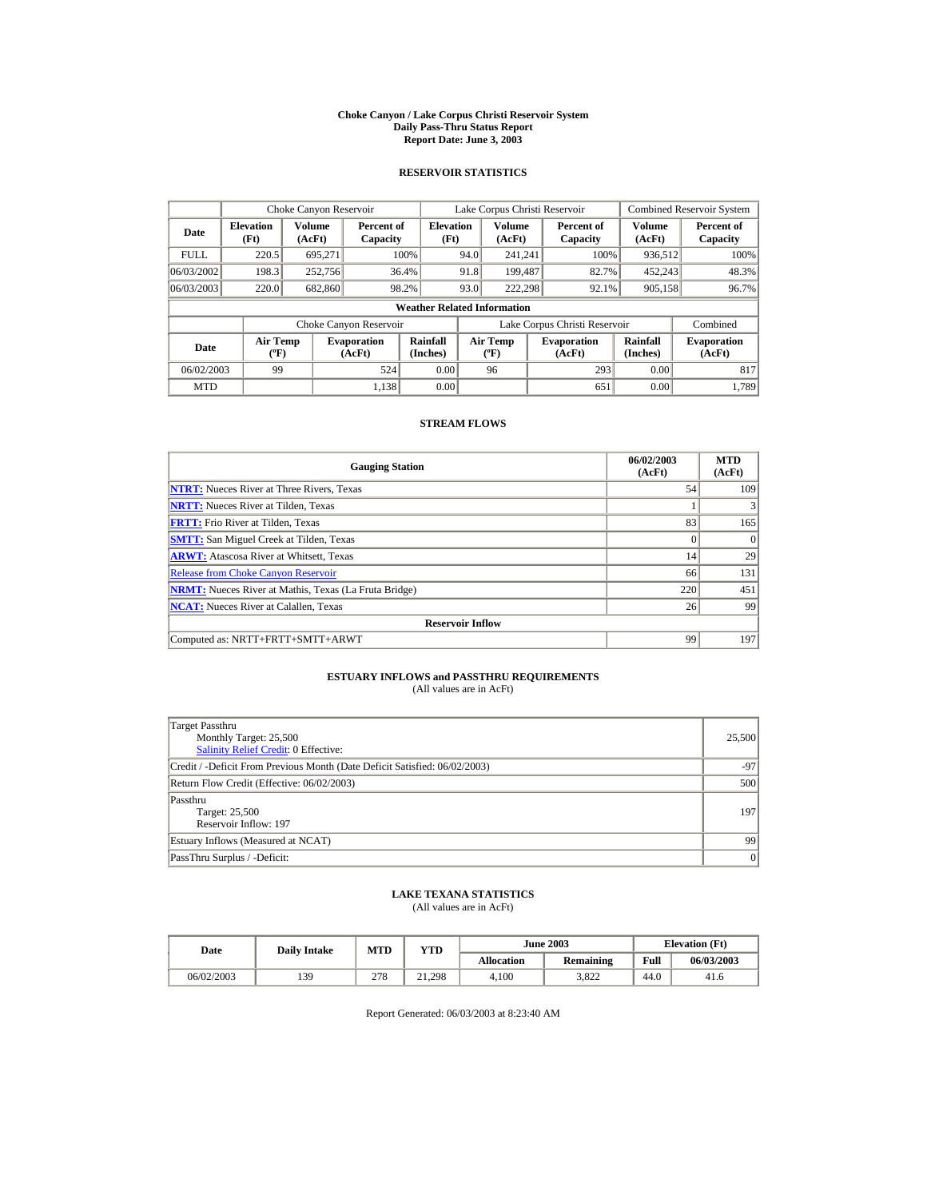# Choke Canyon / Lake Corpus Christi Reservoir System
## Daily Pass-Thru Status Report
## Report Date: June 3, 2003

### RESERVOIR STATISTICS

| Date | Choke Canyon Reservoir | | | Lake Corpus Christi Reservoir | | | Combined Reservoir System | |
|---|---|---|---|---|---|---|---|---|
| | Elevation (Ft) | Volume (AcFt) | Percent of Capacity | Elevation (Ft) | Volume (AcFt) | Percent of Capacity | Volume (AcFt) | Percent of Capacity |
| FULL | 220.5 | 695,271 | 100% | 94.0 | 241,241 | 100% | 936,512 | 100% |
| 06/03/2002 | 198.3 | 252,756 | 36.4% | 91.8 | 199,487 | 82.7% | 452,243 | 48.3% |
| 06/03/2003 | 220.0 | 682,860 | 98.2% | 93.0 | 222,298 | 92.1% | 905,158 | 96.7% |

**Weather Related Information**

| Date | Choke Canyon Reservoir | | | Lake Corpus Christi Reservoir | | | Combined |
|---|---|---|---|---|---|---|---|
| | Air Temp (ºF) | Evaporation (AcFt) | Rainfall (Inches) | Air Temp (ºF) | Evaporation (AcFt) | Rainfall (Inches) | Evaporation (AcFt) |
| 06/02/2003 | 99 | 524 | 0.00 | 96 | 293 | 0.00 | 817 |
| MTD | | 1,138 | 0.00 | | 651 | 0.00 | 1,789 |

### STREAM FLOWS

| Gauging Station | 06/02/2003 (AcFt) | MTD (AcFt) |
|---|---|---|
| NTRT: Nueces River at Three Rivers, Texas | 54 | 109 |
| NRTT: Nueces River at Tilden, Texas | 1 | 3 |
| FRTT: Frio River at Tilden, Texas | 83 | 165 |
| SMTT: San Miguel Creek at Tilden, Texas | 0 | 0 |
| ARWT: Atascosa River at Whitsett, Texas | 14 | 29 |
| Release from Choke Canyon Reservoir | 66 | 131 |
| NRMT: Nueces River at Mathis, Texas (La Fruta Bridge) | 220 | 451 |
| NCAT: Nueces River at Calallen, Texas | 26 | 99 |
| **Reservoir Inflow** | | |
| Computed as: NRTT+FRTT+SMTT+ARWT | 99 | 197 |

### ESTUARY INFLOWS and PASSTHRU REQUIREMENTS
(All values are in AcFt)

| | |
|---|---|
| Target Passthru<br>Monthly Target: 25,500<br>Salinity Relief Credit: 0 Effective: | 25,500 |
| Credit / -Deficit From Previous Month (Date Deficit Satisfied: 06/02/2003) | -97 |
| Return Flow Credit (Effective: 06/02/2003) | 500 |
| Passthru<br>Target: 25,500<br>Reservoir Inflow: 197 | 197 |
| Estuary Inflows (Measured at NCAT) | 99 |
| PassThru Surplus / -Deficit: | 0 |

### LAKE TEXANA STATISTICS
(All values are in AcFt)

| Date | Daily Intake | MTD | YTD | June 2003 | | Elevation (Ft) | |
|---|---|---|---|---|---|---|---|
| | | | | Allocation | Remaining | Full | 06/03/2003 |
| 06/02/2003 | 139 | 278 | 21,298 | 4,100 | 3,822 | 44.0 | 41.6 |

Report Generated: 06/03/2003 at 8:23:40 AM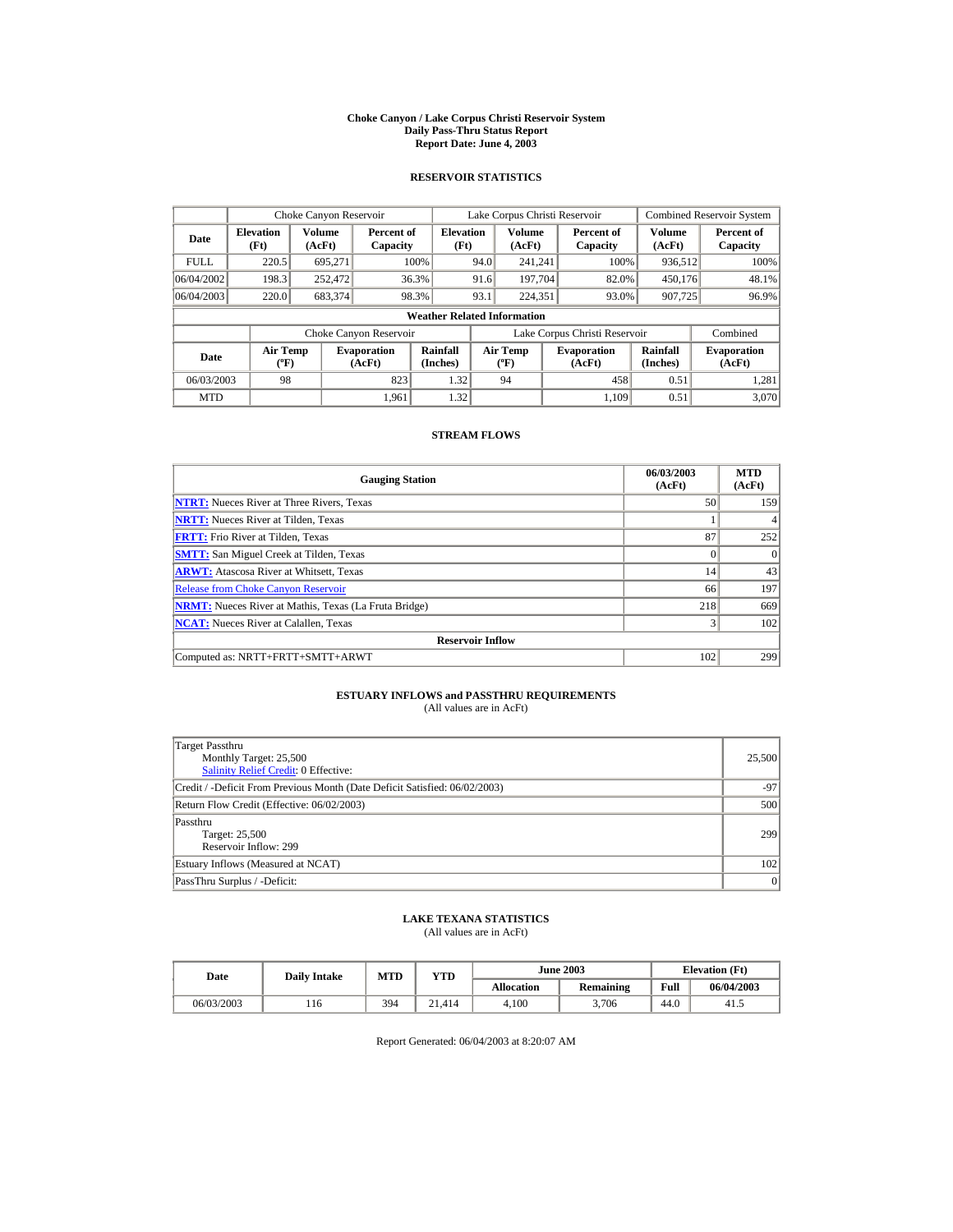# Choke Canyon / Lake Corpus Christi Reservoir System
## Daily Pass-Thru Status Report
### Report Date: June 4, 2003

## RESERVOIR STATISTICS

| Date | Choke Canyon Reservoir | | | Lake Corpus Christi Reservoir | | | Combined Reservoir System | |
|---|---|---|---|---|---|---|---|---|
| | Elevation (Ft) | Volume (AcFt) | Percent of Capacity | Elevation (Ft) | Volume (AcFt) | Percent of Capacity | Volume (AcFt) | Percent of Capacity |
| FULL | 220.5 | 695,271 | 100% | 94.0 | 241,241 | 100% | 936,512 | 100% |
| 06/04/2002 | 198.3 | 252,472 | 36.3% | 91.6 | 197,704 | 82.0% | 450,176 | 48.1% |
| 06/04/2003 | 220.0 | 683,374 | 98.3% | 93.1 | 224,351 | 93.0% | 907,725 | 96.9% |

**Weather Related Information**

| Date | Choke Canyon Reservoir | | | Lake Corpus Christi Reservoir | | | Combined |
|---|---|---|---|---|---|---|---|
| | Air Temp (ºF) | Evaporation (AcFt) | Rainfall (Inches) | Air Temp (ºF) | Evaporation (AcFt) | Rainfall (Inches) | Evaporation (AcFt) |
| 06/03/2003 | 98 | 823 | 1.32 | 94 | 458 | 0.51 | 1,281 |
| MTD | | 1,961 | 1.32 | | 1,109 | 0.51 | 3,070 |

## STREAM FLOWS

| Gauging Station | 06/03/2003 (AcFt) | MTD (AcFt) |
|---|---|---|
| **NTRT:** Nueces River at Three Rivers, Texas | 50 | 159 |
| **NRTT:** Nueces River at Tilden, Texas | 1 | 4 |
| **FRTT:** Frio River at Tilden, Texas | 87 | 252 |
| **SMTT:** San Miguel Creek at Tilden, Texas | 0 | 0 |
| **ARWT:** Atascosa River at Whitsett, Texas | 14 | 43 |
| Release from Choke Canyon Reservoir | 66 | 197 |
| **NRMT:** Nueces River at Mathis, Texas (La Fruta Bridge) | 218 | 669 |
| **NCAT:** Nueces River at Calallen, Texas | 3 | 102 |
| **Reservoir Inflow** | | |
| Computed as: NRTT+FRTT+SMTT+ARWT | 102 | 299 |

## ESTUARY INFLOWS and PASSTHRU REQUIREMENTS
(All values are in AcFt)

| Item | Value |
|---|---|
| Target Passthru<br>Monthly Target: 25,500<br>Salinity Relief Credit: 0 Effective: | 25,500 |
| Credit / -Deficit From Previous Month (Date Deficit Satisfied: 06/02/2003) | -97 |
| Return Flow Credit (Effective: 06/02/2003) | 500 |
| Passthru<br>Target: 25,500<br>Reservoir Inflow: 299 | 299 |
| Estuary Inflows (Measured at NCAT) | 102 |
| PassThru Surplus / -Deficit: | 0 |

## LAKE TEXANA STATISTICS
(All values are in AcFt)

| Date | Daily Intake | MTD | YTD | June 2003 | | Elevation (Ft) | |
|---|---|---|---|---|---|---|---|
| | | | | Allocation | Remaining | Full | 06/04/2003 |
| 06/03/2003 | 116 | 394 | 21,414 | 4,100 | 3,706 | 44.0 | 41.5 |

Report Generated: 06/04/2003 at 8:20:07 AM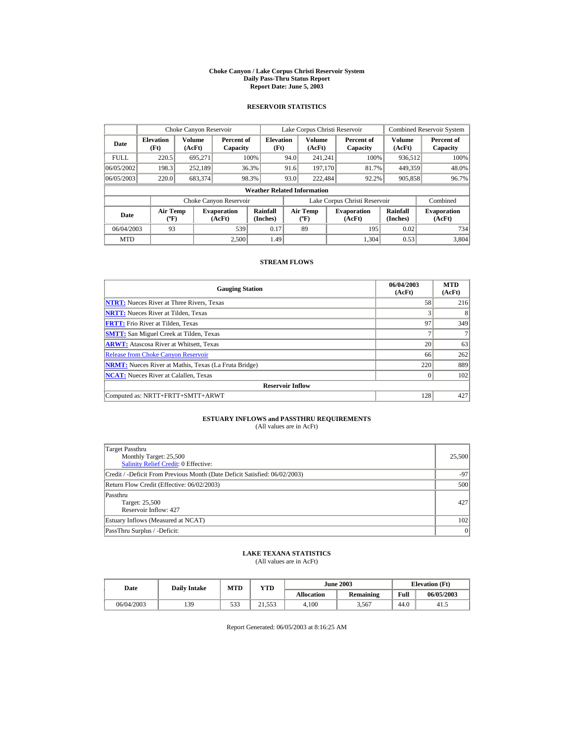# Choke Canyon / Lake Corpus Christi Reservoir System
## Daily Pass-Thru Status Report
## Report Date: June 5, 2003

### RESERVOIR STATISTICS

| | Choke Canyon Reservoir | | | Lake Corpus Christi Reservoir | | | Combined Reservoir System | |
|---|---|---|---|---|---|---|---|---|
| Date | Elevation (Ft) | Volume (AcFt) | Percent of Capacity | Elevation (Ft) | Volume (AcFt) | Percent of Capacity | Volume (AcFt) | Percent of Capacity |
| FULL | 220.5 | 695,271 | 100% | 94.0 | 241,241 | 100% | 936,512 | 100% |
| 06/05/2002 | 198.3 | 252,189 | 36.3% | 91.6 | 197,170 | 81.7% | 449,359 | 48.0% |
| 06/05/2003 | 220.0 | 683,374 | 98.3% | 93.0 | 222,484 | 92.2% | 905,858 | 96.7% |

**Weather Related Information**

| | Choke Canyon Reservoir | | | Lake Corpus Christi Reservoir | | | Combined |
|---|---|---|---|---|---|---|---|
| Date | Air Temp (ºF) | Evaporation (AcFt) | Rainfall (Inches) | Air Temp (ºF) | Evaporation (AcFt) | Rainfall (Inches) | Evaporation (AcFt) |
| 06/04/2003 | 93 | 539 | 0.17 | 89 | 195 | 0.02 | 734 |
| MTD | | 2,500 | 1.49 | | 1,304 | 0.53 | 3,804 |

### STREAM FLOWS

| Gauging Station | 06/04/2003 (AcFt) | MTD (AcFt) |
|---|---|---|
| NTRT: Nueces River at Three Rivers, Texas | 58 | 216 |
| NRTT: Nueces River at Tilden, Texas | 3 | 8 |
| FRTT: Frio River at Tilden, Texas | 97 | 349 |
| SMTT: San Miguel Creek at Tilden, Texas | 7 | 7 |
| ARWT: Atascosa River at Whitsett, Texas | 20 | 63 |
| Release from Choke Canyon Reservoir | 66 | 262 |
| NRMT: Nueces River at Mathis, Texas (La Fruta Bridge) | 220 | 889 |
| NCAT: Nueces River at Calallen, Texas | 0 | 102 |
| **Reservoir Inflow** | | |
| Computed as: NRTT+FRTT+SMTT+ARWT | 128 | 427 |

### ESTUARY INFLOWS and PASSTHRU REQUIREMENTS
(All values are in AcFt)

| | |
|---|---|
| Target Passthru<br>Monthly Target: 25,500<br>Salinity Relief Credit: 0 Effective: | 25,500 |
| Credit / -Deficit From Previous Month (Date Deficit Satisfied: 06/02/2003) | -97 |
| Return Flow Credit (Effective: 06/02/2003) | 500 |
| Passthru<br>Target: 25,500<br>Reservoir Inflow: 427 | 427 |
| Estuary Inflows (Measured at NCAT) | 102 |
| PassThru Surplus / -Deficit: | 0 |

### LAKE TEXANA STATISTICS
(All values are in AcFt)

| Date | Daily Intake | MTD | YTD | June 2003 | | Elevation (Ft) | |
|---|---|---|---|---|---|---|---|
| | | | | Allocation | Remaining | Full | 06/05/2003 |
| 06/04/2003 | 139 | 533 | 21,553 | 4,100 | 3,567 | 44.0 | 41.5 |

Report Generated: 06/05/2003 at 8:16:25 AM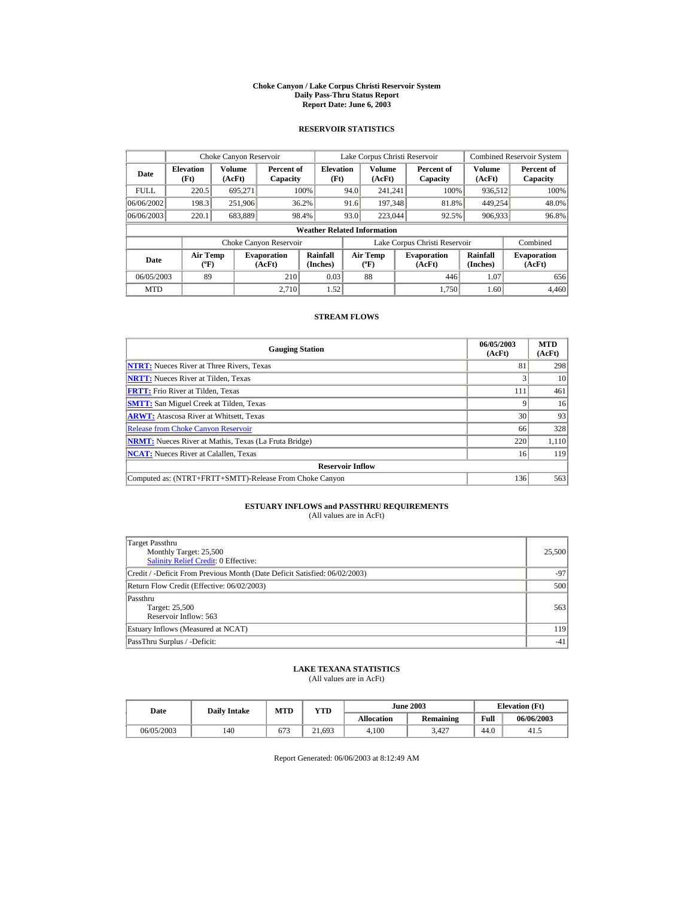# Choke Canyon / Lake Corpus Christi Reservoir System
## Daily Pass-Thru Status Report
## Report Date: June 6, 2003

### RESERVOIR STATISTICS

| Date | Choke Canyon Reservoir | | | Lake Corpus Christi Reservoir | | | Combined Reservoir System | |
|---|---|---|---|---|---|---|---|---|
| | Elevation (Ft) | Volume (AcFt) | Percent of Capacity | Elevation (Ft) | Volume (AcFt) | Percent of Capacity | Volume (AcFt) | Percent of Capacity |
| FULL | 220.5 | 695,271 | 100% | 94.0 | 241,241 | 100% | 936,512 | 100% |
| 06/06/2002 | 198.3 | 251,906 | 36.2% | 91.6 | 197,348 | 81.8% | 449,254 | 48.0% |
| 06/06/2003 | 220.1 | 683,889 | 98.4% | 93.0 | 223,044 | 92.5% | 906,933 | 96.8% |

**Weather Related Information**

| Date | Choke Canyon Reservoir | | | Lake Corpus Christi Reservoir | | | Combined |
|---|---|---|---|---|---|---|---|
| | Air Temp (ºF) | Evaporation (AcFt) | Rainfall (Inches) | Air Temp (ºF) | Evaporation (AcFt) | Rainfall (Inches) | Evaporation (AcFt) |
| 06/05/2003 | 89 | 210 | 0.03 | 88 | 446 | 1.07 | 656 |
| MTD | | 2,710 | 1.52 | | 1,750 | 1.60 | 4,460 |

### STREAM FLOWS

| Gauging Station | 06/05/2003 (AcFt) | MTD (AcFt) |
|---|---|---|
| NTRT: Nueces River at Three Rivers, Texas | 81 | 298 |
| NRTT: Nueces River at Tilden, Texas | 3 | 10 |
| FRTT: Frio River at Tilden, Texas | 111 | 461 |
| SMTT: San Miguel Creek at Tilden, Texas | 9 | 16 |
| ARWT: Atascosa River at Whitsett, Texas | 30 | 93 |
| Release from Choke Canyon Reservoir | 66 | 328 |
| NRMT: Nueces River at Mathis, Texas (La Fruta Bridge) | 220 | 1,110 |
| NCAT: Nueces River at Calallen, Texas | 16 | 119 |
| **Reservoir Inflow** | | |
| Computed as: (NTRT+FRTT+SMTT)-Release From Choke Canyon | 136 | 563 |

### ESTUARY INFLOWS and PASSTHRU REQUIREMENTS
(All values are in AcFt)

| | |
|---|---|
| Target Passthru<br>Monthly Target: 25,500<br>Salinity Relief Credit: 0 Effective: | 25,500 |
| Credit / -Deficit From Previous Month (Date Deficit Satisfied: 06/02/2003) | -97 |
| Return Flow Credit (Effective: 06/02/2003) | 500 |
| Passthru<br>Target: 25,500<br>Reservoir Inflow: 563 | 563 |
| Estuary Inflows (Measured at NCAT) | 119 |
| PassThru Surplus / -Deficit: | -41 |

### LAKE TEXANA STATISTICS
(All values are in AcFt)

| Date | Daily Intake | MTD | YTD | June 2003 | | Elevation (Ft) | |
|---|---|---|---|---|---|---|---|
| | | | | Allocation | Remaining | Full | 06/06/2003 |
| 06/05/2003 | 140 | 673 | 21,693 | 4,100 | 3,427 | 44.0 | 41.5 |

Report Generated: 06/06/2003 at 8:12:49 AM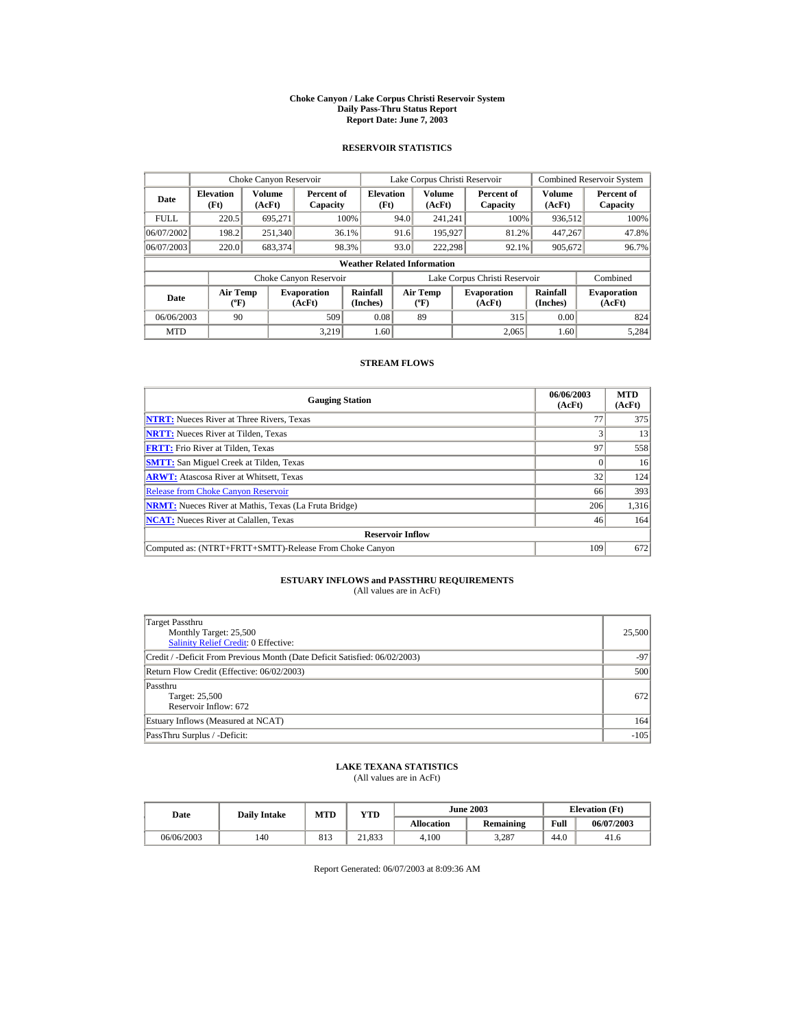# Choke Canyon / Lake Corpus Christi Reservoir System
## Daily Pass-Thru Status Report
### Report Date: June 7, 2003

## RESERVOIR STATISTICS

| Date | Choke Canyon Reservoir | | | Lake Corpus Christi Reservoir | | | Combined Reservoir System | |
|---|---|---|---|---|---|---|---|---|
| | Elevation (Ft) | Volume (AcFt) | Percent of Capacity | Elevation (Ft) | Volume (AcFt) | Percent of Capacity | Volume (AcFt) | Percent of Capacity |
| FULL | 220.5 | 695,271 | 100% | 94.0 | 241,241 | 100% | 936,512 | 100% |
| 06/07/2002 | 198.2 | 251,340 | 36.1% | 91.6 | 195,927 | 81.2% | 447,267 | 47.8% |
| 06/07/2003 | 220.0 | 683,374 | 98.3% | 93.0 | 222,298 | 92.1% | 905,672 | 96.7% |

**Weather Related Information**

| Date | Choke Canyon Reservoir | | | Lake Corpus Christi Reservoir | | | Combined |
|---|---|---|---|---|---|---|---|
| | Air Temp (ºF) | Evaporation (AcFt) | Rainfall (Inches) | Air Temp (ºF) | Evaporation (AcFt) | Rainfall (Inches) | Evaporation (AcFt) |
| 06/06/2003 | 90 | 509 | 0.08 | 89 | 315 | 0.00 | 824 |
| MTD | | 3,219 | 1.60 | | 2,065 | 1.60 | 5,284 |

## STREAM FLOWS

| Gauging Station | 06/06/2003 (AcFt) | MTD (AcFt) |
|---|---|---|
| NTRT: Nueces River at Three Rivers, Texas | 77 | 375 |
| NRTT: Nueces River at Tilden, Texas | 3 | 13 |
| FRTT: Frio River at Tilden, Texas | 97 | 558 |
| SMTT: San Miguel Creek at Tilden, Texas | 0 | 16 |
| ARWT: Atascosa River at Whitsett, Texas | 32 | 124 |
| Release from Choke Canyon Reservoir | 66 | 393 |
| NRMT: Nueces River at Mathis, Texas (La Fruta Bridge) | 206 | 1,316 |
| NCAT: Nueces River at Calallen, Texas | 46 | 164 |
| **Reservoir Inflow** | | |
| Computed as: (NTRT+FRTT+SMTT)-Release From Choke Canyon | 109 | 672 |

## ESTUARY INFLOWS and PASSTHRU REQUIREMENTS
(All values are in AcFt)

| Item | Value |
|---|---|
| Target Passthru<br>Monthly Target: 25,500<br>Salinity Relief Credit: 0 Effective: | 25,500 |
| Credit / -Deficit From Previous Month (Date Deficit Satisfied: 06/02/2003) | -97 |
| Return Flow Credit (Effective: 06/02/2003) | 500 |
| Passthru<br>Target: 25,500<br>Reservoir Inflow: 672 | 672 |
| Estuary Inflows (Measured at NCAT) | 164 |
| PassThru Surplus / -Deficit: | -105 |

## LAKE TEXANA STATISTICS
(All values are in AcFt)

| Date | Daily Intake | MTD | YTD | June 2003 | | Elevation (Ft) | |
|---|---|---|---|---|---|---|---|
| | | | | Allocation | Remaining | Full | 06/07/2003 |
| 06/06/2003 | 140 | 813 | 21,833 | 4,100 | 3,287 | 44.0 | 41.6 |

Report Generated: 06/07/2003 at 8:09:36 AM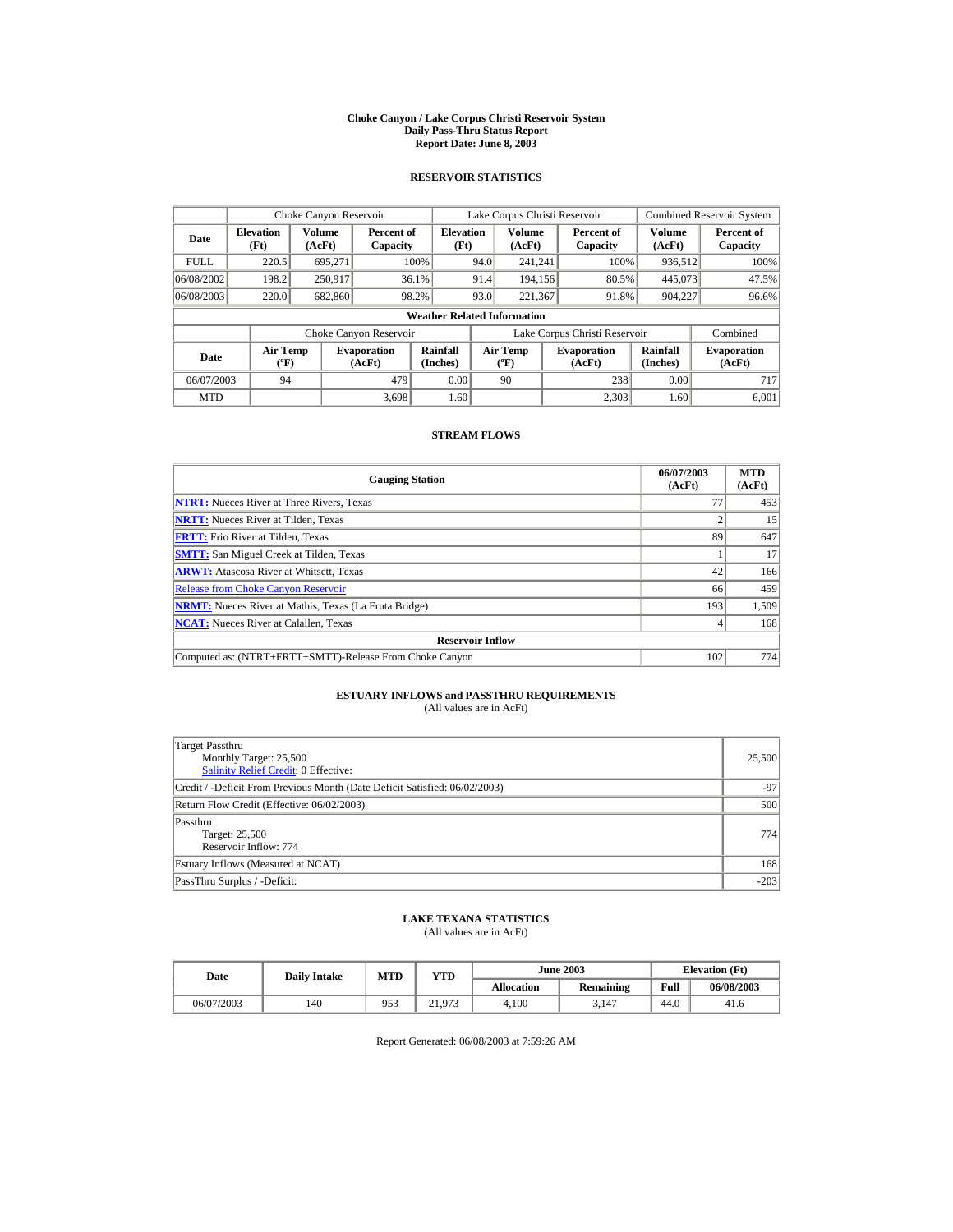# Choke Canyon / Lake Corpus Christi Reservoir System
## Daily Pass-Thru Status Report
### Report Date: June 8, 2003

## RESERVOIR STATISTICS

| Date | Choke Canyon Reservoir | | | Lake Corpus Christi Reservoir | | | Combined Reservoir System | |
|---|---|---|---|---|---|---|---|---|
| | Elevation (Ft) | Volume (AcFt) | Percent of Capacity | Elevation (Ft) | Volume (AcFt) | Percent of Capacity | Volume (AcFt) | Percent of Capacity |
| FULL | 220.5 | 695,271 | 100% | 94.0 | 241,241 | 100% | 936,512 | 100% |
| 06/08/2002 | 198.2 | 250,917 | 36.1% | 91.4 | 194,156 | 80.5% | 445,073 | 47.5% |
| 06/08/2003 | 220.0 | 682,860 | 98.2% | 93.0 | 221,367 | 91.8% | 904,227 | 96.6% |

**Weather Related Information**

| Date | Choke Canyon Reservoir | | | Lake Corpus Christi Reservoir | | | Combined |
|---|---|---|---|---|---|---|---|
| | Air Temp (ºF) | Evaporation (AcFt) | Rainfall (Inches) | Air Temp (ºF) | Evaporation (AcFt) | Rainfall (Inches) | Evaporation (AcFt) |
| 06/07/2003 | 94 | 479 | 0.00 | 90 | 238 | 0.00 | 717 |
| MTD | | 3,698 | 1.60 | | 2,303 | 1.60 | 6,001 |

## STREAM FLOWS

| Gauging Station | 06/07/2003 (AcFt) | MTD (AcFt) |
|---|---|---|
| NTRT: Nueces River at Three Rivers, Texas | 77 | 453 |
| NRTT: Nueces River at Tilden, Texas | 2 | 15 |
| FRTT: Frio River at Tilden, Texas | 89 | 647 |
| SMTT: San Miguel Creek at Tilden, Texas | 1 | 17 |
| ARWT: Atascosa River at Whitsett, Texas | 42 | 166 |
| Release from Choke Canyon Reservoir | 66 | 459 |
| NRMT: Nueces River at Mathis, Texas (La Fruta Bridge) | 193 | 1,509 |
| NCAT: Nueces River at Calallen, Texas | 4 | 168 |
| **Reservoir Inflow** | | |
| Computed as: (NTRT+FRTT+SMTT)-Release From Choke Canyon | 102 | 774 |

## ESTUARY INFLOWS and PASSTHRU REQUIREMENTS
(All values are in AcFt)

| Description | Value |
|---|---|
| Target Passthru<br>Monthly Target: 25,500<br>Salinity Relief Credit: 0 Effective: | 25,500 |
| Credit / -Deficit From Previous Month (Date Deficit Satisfied: 06/02/2003) | -97 |
| Return Flow Credit (Effective: 06/02/2003) | 500 |
| Passthru<br>Target: 25,500<br>Reservoir Inflow: 774 | 774 |
| Estuary Inflows (Measured at NCAT) | 168 |
| PassThru Surplus / -Deficit: | -203 |

## LAKE TEXANA STATISTICS
(All values are in AcFt)

| Date | Daily Intake | MTD | YTD | June 2003 | | Elevation (Ft) | |
|---|---|---|---|---|---|---|---|
| | | | | Allocation | Remaining | Full | 06/08/2003 |
| 06/07/2003 | 140 | 953 | 21,973 | 4,100 | 3,147 | 44.0 | 41.6 |

Report Generated: 06/08/2003 at 7:59:26 AM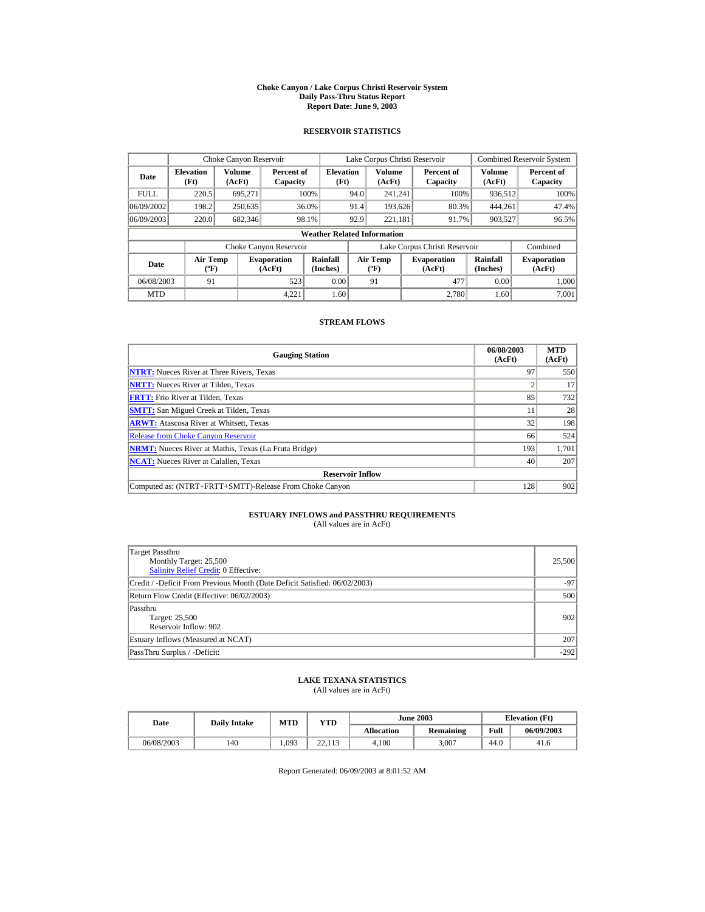# Choke Canyon / Lake Corpus Christi Reservoir System
## Daily Pass-Thru Status Report
### Report Date: June 9, 2003

## RESERVOIR STATISTICS

| | Choke Canyon Reservoir | | | Lake Corpus Christi Reservoir | | | Combined Reservoir System | |
|---|---|---|---|---|---|---|---|---|
| Date | Elevation (Ft) | Volume (AcFt) | Percent of Capacity | Elevation (Ft) | Volume (AcFt) | Percent of Capacity | Volume (AcFt) | Percent of Capacity |
| FULL | 220.5 | 695,271 | 100% | 94.0 | 241,241 | 100% | 936,512 | 100% |
| 06/09/2002 | 198.2 | 250,635 | 36.0% | 91.4 | 193,626 | 80.3% | 444,261 | 47.4% |
| 06/09/2003 | 220.0 | 682,346 | 98.1% | 92.9 | 221,181 | 91.7% | 903,527 | 96.5% |

**Weather Related Information**

| | Choke Canyon Reservoir | | | Lake Corpus Christi Reservoir | | | Combined |
|---|---|---|---|---|---|---|---|
| Date | Air Temp (ºF) | Evaporation (AcFt) | Rainfall (Inches) | Air Temp (ºF) | Evaporation (AcFt) | Rainfall (Inches) | Evaporation (AcFt) |
| 06/08/2003 | 91 | 523 | 0.00 | 91 | 477 | 0.00 | 1,000 |
| MTD | | 4,221 | 1.60 | | 2,780 | 1.60 | 7,001 |

## STREAM FLOWS

| Gauging Station | 06/08/2003 (AcFt) | MTD (AcFt) |
|---|---|---|
| **NTRT:** Nueces River at Three Rivers, Texas | 97 | 550 |
| **NRTT:** Nueces River at Tilden, Texas | 2 | 17 |
| **FRTT:** Frio River at Tilden, Texas | 85 | 732 |
| **SMTT:** San Miguel Creek at Tilden, Texas | 11 | 28 |
| **ARWT:** Atascosa River at Whitsett, Texas | 32 | 198 |
| Release from Choke Canyon Reservoir | 66 | 524 |
| **NRMT:** Nueces River at Mathis, Texas (La Fruta Bridge) | 193 | 1,701 |
| **NCAT:** Nueces River at Calallen, Texas | 40 | 207 |
| **Reservoir Inflow** | | |
| Computed as: (NTRT+FRTT+SMTT)-Release From Choke Canyon | 128 | 902 |

## ESTUARY INFLOWS and PASSTHRU REQUIREMENTS

(All values are in AcFt)

| | |
|---|---|
| Target Passthru<br>Monthly Target: 25,500<br>Salinity Relief Credit: 0 Effective: | 25,500 |
| Credit / -Deficit From Previous Month (Date Deficit Satisfied: 06/02/2003) | -97 |
| Return Flow Credit (Effective: 06/02/2003) | 500 |
| Passthru<br>Target: 25,500<br>Reservoir Inflow: 902 | 902 |
| Estuary Inflows (Measured at NCAT) | 207 |
| PassThru Surplus / -Deficit: | -292 |

## LAKE TEXANA STATISTICS

(All values are in AcFt)

| Date | Daily Intake | MTD | YTD | June 2003 | | Elevation (Ft) | |
|---|---|---|---|---|---|---|---|
| | | | | Allocation | Remaining | Full | 06/09/2003 |
| 06/08/2003 | 140 | 1,093 | 22,113 | 4,100 | 3,007 | 44.0 | 41.6 |

Report Generated: 06/09/2003 at 8:01:52 AM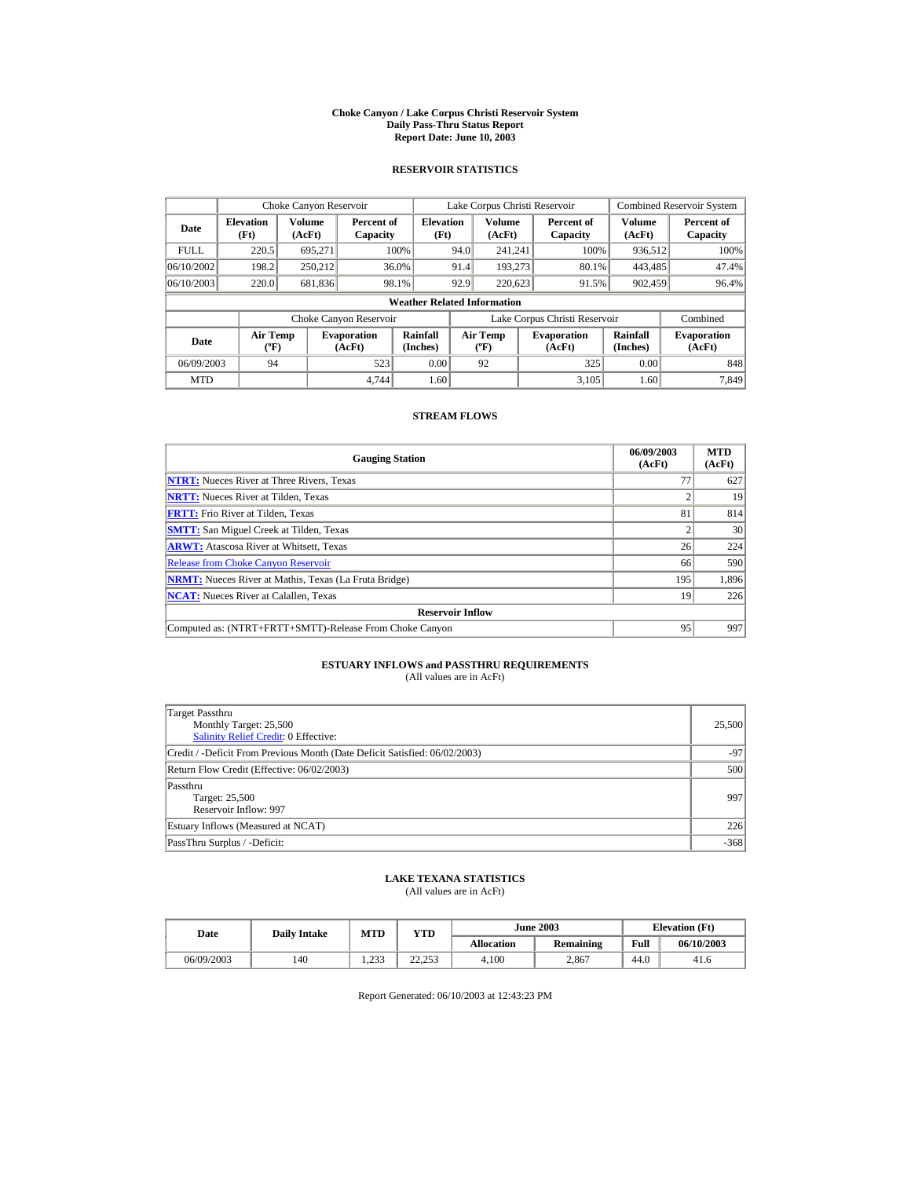# Choke Canyon / Lake Corpus Christi Reservoir System
## Daily Pass-Thru Status Report
## Report Date: June 10, 2003

### RESERVOIR STATISTICS

| | Choke Canyon Reservoir | | | Lake Corpus Christi Reservoir | | | Combined Reservoir System | |
|---|---|---|---|---|---|---|---|---|
| Date | Elevation (Ft) | Volume (AcFt) | Percent of Capacity | Elevation (Ft) | Volume (AcFt) | Percent of Capacity | Volume (AcFt) | Percent of Capacity |
| FULL | 220.5 | 695,271 | 100% | 94.0 | 241,241 | 100% | 936,512 | 100% |
| 06/10/2002 | 198.2 | 250,212 | 36.0% | 91.4 | 193,273 | 80.1% | 443,485 | 47.4% |
| 06/10/2003 | 220.0 | 681,836 | 98.1% | 92.9 | 220,623 | 91.5% | 902,459 | 96.4% |

**Weather Related Information**

| | Choke Canyon Reservoir | | | Lake Corpus Christi Reservoir | | | Combined |
|---|---|---|---|---|---|---|---|
| Date | Air Temp (ºF) | Evaporation (AcFt) | Rainfall (Inches) | Air Temp (ºF) | Evaporation (AcFt) | Rainfall (Inches) | Evaporation (AcFt) |
| 06/09/2003 | 94 | 523 | 0.00 | 92 | 325 | 0.00 | 848 |
| MTD | | 4,744 | 1.60 | | 3,105 | 1.60 | 7,849 |

### STREAM FLOWS

| Gauging Station | 06/09/2003 (AcFt) | MTD (AcFt) |
|---|---|---|
| **NTRT:** Nueces River at Three Rivers, Texas | 77 | 627 |
| **NRTT:** Nueces River at Tilden, Texas | 2 | 19 |
| **FRTT:** Frio River at Tilden, Texas | 81 | 814 |
| **SMTT:** San Miguel Creek at Tilden, Texas | 2 | 30 |
| **ARWT:** Atascosa River at Whitsett, Texas | 26 | 224 |
| Release from Choke Canyon Reservoir | 66 | 590 |
| **NRMT:** Nueces River at Mathis, Texas (La Fruta Bridge) | 195 | 1,896 |
| **NCAT:** Nueces River at Calallen, Texas | 19 | 226 |
| **Reservoir Inflow** | | |
| Computed as: (NTRT+FRTT+SMTT)-Release From Choke Canyon | 95 | 997 |

### ESTUARY INFLOWS and PASSTHRU REQUIREMENTS
(All values are in AcFt)

| | |
|---|---|
| Target Passthru<br>Monthly Target: 25,500<br>Salinity Relief Credit: 0 Effective: | 25,500 |
| Credit / -Deficit From Previous Month (Date Deficit Satisfied: 06/02/2003) | -97 |
| Return Flow Credit (Effective: 06/02/2003) | 500 |
| Passthru<br>Target: 25,500<br>Reservoir Inflow: 997 | 997 |
| Estuary Inflows (Measured at NCAT) | 226 |
| PassThru Surplus / -Deficit: | -368 |

### LAKE TEXANA STATISTICS
(All values are in AcFt)

| Date | Daily Intake | MTD | YTD | June 2003 | | Elevation (Ft) | |
|---|---|---|---|---|---|---|---|
| | | | | Allocation | Remaining | Full | 06/10/2003 |
| 06/09/2003 | 140 | 1,233 | 22,253 | 4,100 | 2,867 | 44.0 | 41.6 |

Report Generated: 06/10/2003 at 12:43:23 PM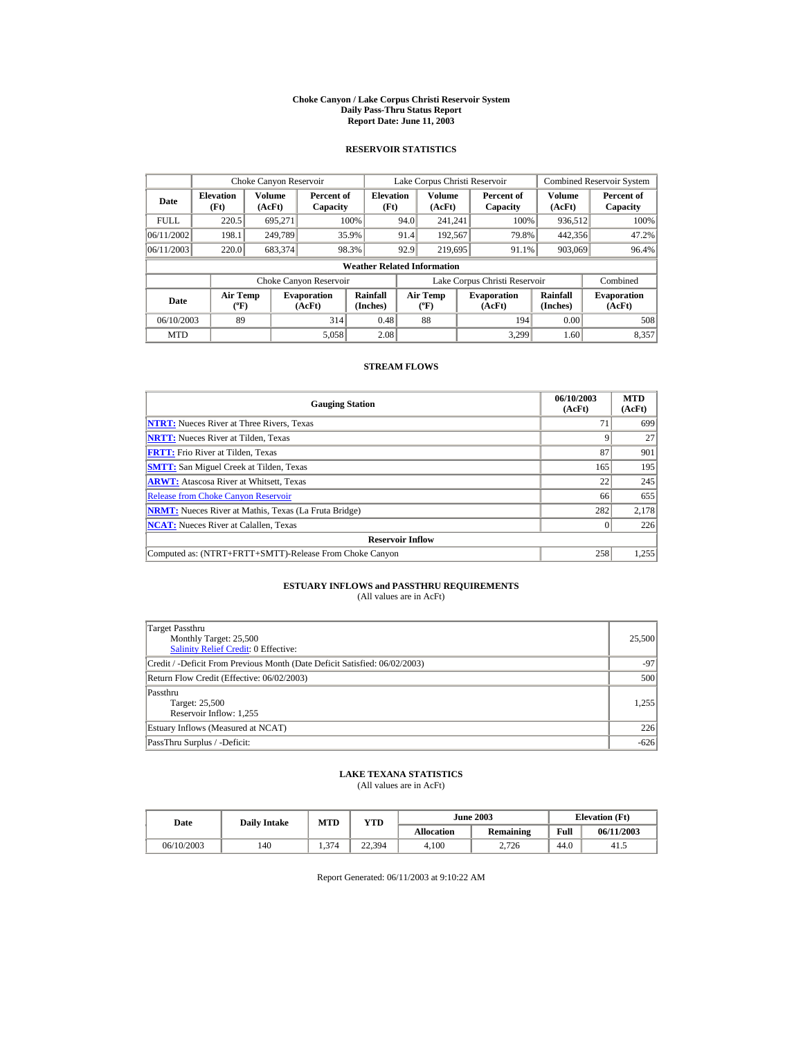# Choke Canyon / Lake Corpus Christi Reservoir System
## Daily Pass-Thru Status Report
## Report Date: June 11, 2003

### RESERVOIR STATISTICS

| | Choke Canyon Reservoir | | | Lake Corpus Christi Reservoir | | | Combined Reservoir System | |
|---|---|---|---|---|---|---|---|---|
| **Date** | **Elevation (Ft)** | **Volume (AcFt)** | **Percent of Capacity** | **Elevation (Ft)** | **Volume (AcFt)** | **Percent of Capacity** | **Volume (AcFt)** | **Percent of Capacity** |
| FULL | 220.5 | 695,271 | 100% | 94.0 | 241,241 | 100% | 936,512 | 100% |
| 06/11/2002 | 198.1 | 249,789 | 35.9% | 91.4 | 192,567 | 79.8% | 442,356 | 47.2% |
| 06/11/2003 | 220.0 | 683,374 | 98.3% | 92.9 | 219,695 | 91.1% | 903,069 | 96.4% |

**Weather Related Information**

| | Choke Canyon Reservoir | | | Lake Corpus Christi Reservoir | | | Combined |
|---|---|---|---|---|---|---|---|
| **Date** | **Air Temp (ºF)** | **Evaporation (AcFt)** | **Rainfall (Inches)** | **Air Temp (ºF)** | **Evaporation (AcFt)** | **Rainfall (Inches)** | **Evaporation (AcFt)** |
| 06/10/2003 | 89 | 314 | 0.48 | 88 | 194 | 0.00 | 508 |
| MTD | | 5,058 | 2.08 | | 3,299 | 1.60 | 8,357 |

### STREAM FLOWS

| Gauging Station | 06/10/2003 (AcFt) | MTD (AcFt) |
|---|---|---|
| **NTRT:** Nueces River at Three Rivers, Texas | 71 | 699 |
| **NRTT:** Nueces River at Tilden, Texas | 9 | 27 |
| **FRTT:** Frio River at Tilden, Texas | 87 | 901 |
| **SMTT:** San Miguel Creek at Tilden, Texas | 165 | 195 |
| **ARWT:** Atascosa River at Whitsett, Texas | 22 | 245 |
| Release from Choke Canyon Reservoir | 66 | 655 |
| **NRMT:** Nueces River at Mathis, Texas (La Fruta Bridge) | 282 | 2,178 |
| **NCAT:** Nueces River at Calallen, Texas | 0 | 226 |
| **Reservoir Inflow** | | |
| Computed as: (NTRT+FRTT+SMTT)-Release From Choke Canyon | 258 | 1,255 |

### ESTUARY INFLOWS and PASSTHRU REQUIREMENTS
(All values are in AcFt)

| | |
|---|---|
| Target Passthru<br>Monthly Target: 25,500<br>Salinity Relief Credit: 0 Effective: | 25,500 |
| Credit / -Deficit From Previous Month (Date Deficit Satisfied: 06/02/2003) | -97 |
| Return Flow Credit (Effective: 06/02/2003) | 500 |
| Passthru<br>Target: 25,500<br>Reservoir Inflow: 1,255 | 1,255 |
| Estuary Inflows (Measured at NCAT) | 226 |
| PassThru Surplus / -Deficit: | -626 |

### LAKE TEXANA STATISTICS
(All values are in AcFt)

| Date | Daily Intake | MTD | YTD | June 2003 | | Elevation (Ft) | |
|---|---|---|---|---|---|---|---|
| | | | | **Allocation** | **Remaining** | **Full** | **06/11/2003** |
| 06/10/2003 | 140 | 1,374 | 22,394 | 4,100 | 2,726 | 44.0 | 41.5 |

Report Generated: 06/11/2003 at 9:10:22 AM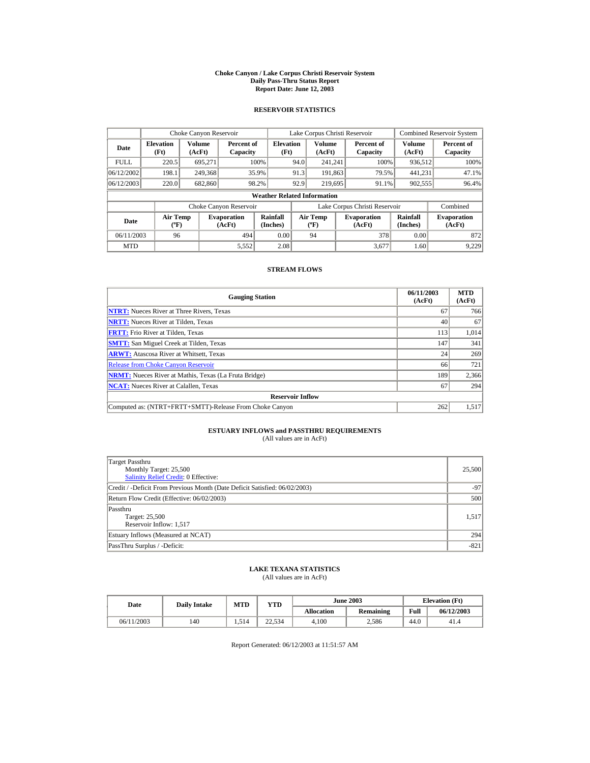# Choke Canyon / Lake Corpus Christi Reservoir System
## Daily Pass-Thru Status Report
### Report Date: June 12, 2003

## RESERVOIR STATISTICS

| Date | Choke Canyon Reservoir | | | Lake Corpus Christi Reservoir | | | Combined Reservoir System | |
|---|---|---|---|---|---|---|---|---|
| | Elevation (Ft) | Volume (AcFt) | Percent of Capacity | Elevation (Ft) | Volume (AcFt) | Percent of Capacity | Volume (AcFt) | Percent of Capacity |
| FULL | 220.5 | 695,271 | 100% | 94.0 | 241,241 | 100% | 936,512 | 100% |
| 06/12/2002 | 198.1 | 249,368 | 35.9% | 91.3 | 191,863 | 79.5% | 441,231 | 47.1% |
| 06/12/2003 | 220.0 | 682,860 | 98.2% | 92.9 | 219,695 | 91.1% | 902,555 | 96.4% |

**Weather Related Information**

| Date | Choke Canyon Reservoir | | | Lake Corpus Christi Reservoir | | | Combined |
|---|---|---|---|---|---|---|---|
| | Air Temp (ºF) | Evaporation (AcFt) | Rainfall (Inches) | Air Temp (ºF) | Evaporation (AcFt) | Rainfall (Inches) | Evaporation (AcFt) |
| 06/11/2003 | 96 | 494 | 0.00 | 94 | 378 | 0.00 | 872 |
| MTD | | 5,552 | 2.08 | | 3,677 | 1.60 | 9,229 |

## STREAM FLOWS

| Gauging Station | 06/11/2003 (AcFt) | MTD (AcFt) |
|---|---|---|
| NTRT: Nueces River at Three Rivers, Texas | 67 | 766 |
| NRTT: Nueces River at Tilden, Texas | 40 | 67 |
| FRTT: Frio River at Tilden, Texas | 113 | 1,014 |
| SMTT: San Miguel Creek at Tilden, Texas | 147 | 341 |
| ARWT: Atascosa River at Whitsett, Texas | 24 | 269 |
| Release from Choke Canyon Reservoir | 66 | 721 |
| NRMT: Nueces River at Mathis, Texas (La Fruta Bridge) | 189 | 2,366 |
| NCAT: Nueces River at Calallen, Texas | 67 | 294 |
| **Reservoir Inflow** | | |
| Computed as: (NTRT+FRTT+SMTT)-Release From Choke Canyon | 262 | 1,517 |

## ESTUARY INFLOWS and PASSTHRU REQUIREMENTS
(All values are in AcFt)

| | |
|---|---|
| Target Passthru<br>Monthly Target: 25,500<br>Salinity Relief Credit: 0 Effective: | 25,500 |
| Credit / -Deficit From Previous Month (Date Deficit Satisfied: 06/02/2003) | -97 |
| Return Flow Credit (Effective: 06/02/2003) | 500 |
| Passthru<br>Target: 25,500<br>Reservoir Inflow: 1,517 | 1,517 |
| Estuary Inflows (Measured at NCAT) | 294 |
| PassThru Surplus / -Deficit: | -821 |

## LAKE TEXANA STATISTICS
(All values are in AcFt)

| Date | Daily Intake | MTD | YTD | June 2003 | | Elevation (Ft) | |
|---|---|---|---|---|---|---|---|
| | | | | Allocation | Remaining | Full | 06/12/2003 |
| 06/11/2003 | 140 | 1,514 | 22,534 | 4,100 | 2,586 | 44.0 | 41.4 |

Report Generated: 06/12/2003 at 11:51:57 AM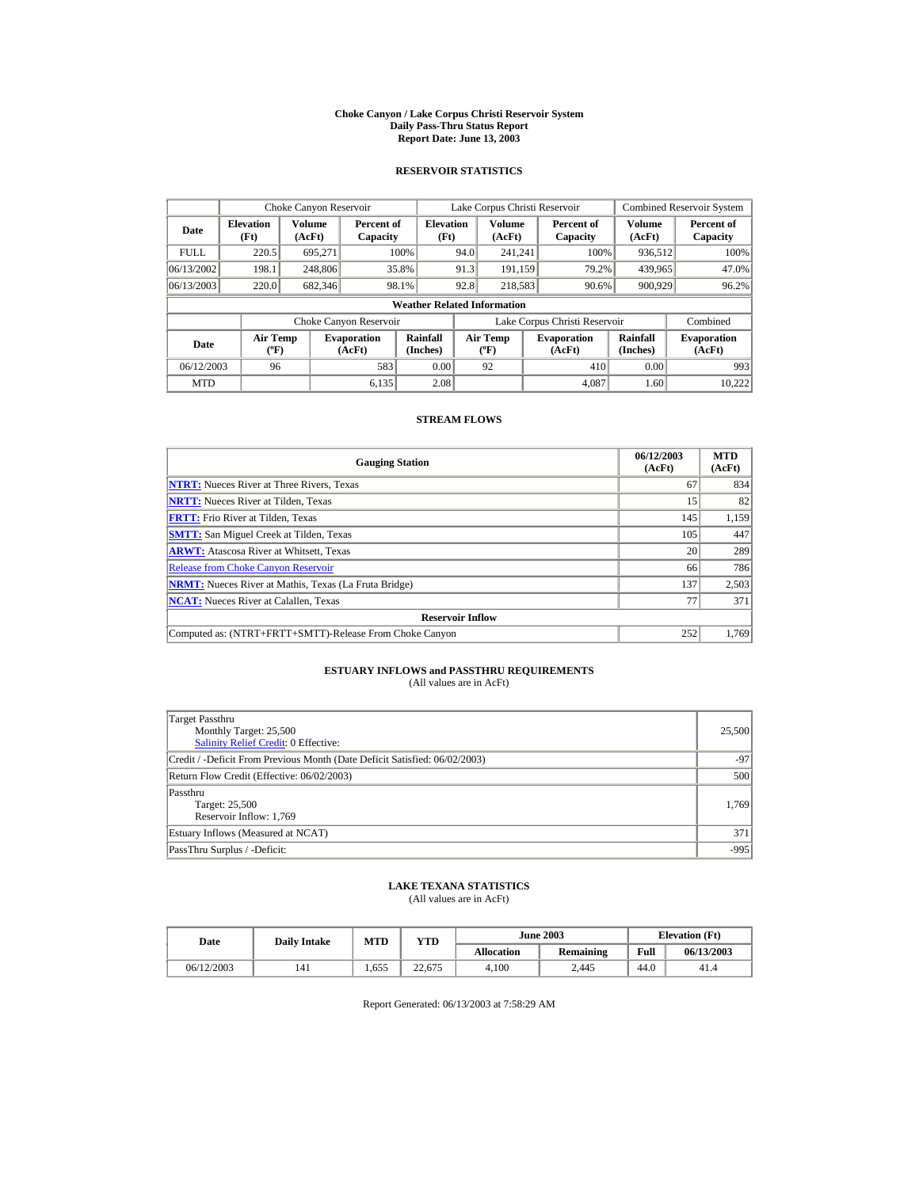# Choke Canyon / Lake Corpus Christi Reservoir System
## Daily Pass-Thru Status Report
### Report Date: June 13, 2003

## RESERVOIR STATISTICS

| | Choke Canyon Reservoir | | | Lake Corpus Christi Reservoir | | | Combined Reservoir System | |
|---|---|---|---|---|---|---|---|---|
| Date | Elevation (Ft) | Volume (AcFt) | Percent of Capacity | Elevation (Ft) | Volume (AcFt) | Percent of Capacity | Volume (AcFt) | Percent of Capacity |
| FULL | 220.5 | 695,271 | 100% | 94.0 | 241,241 | 100% | 936,512 | 100% |
| 06/13/2002 | 198.1 | 248,806 | 35.8% | 91.3 | 191,159 | 79.2% | 439,965 | 47.0% |
| 06/13/2003 | 220.0 | 682,346 | 98.1% | 92.8 | 218,583 | 90.6% | 900,929 | 96.2% |

**Weather Related Information**

| | Choke Canyon Reservoir | | | Lake Corpus Christi Reservoir | | | Combined |
|---|---|---|---|---|---|---|---|
| Date | Air Temp (ºF) | Evaporation (AcFt) | Rainfall (Inches) | Air Temp (ºF) | Evaporation (AcFt) | Rainfall (Inches) | Evaporation (AcFt) |
| 06/12/2003 | 96 | 583 | 0.00 | 92 | 410 | 0.00 | 993 |
| MTD | | 6,135 | 2.08 | | 4,087 | 1.60 | 10,222 |

## STREAM FLOWS

| Gauging Station | 06/12/2003 (AcFt) | MTD (AcFt) |
|---|---|---|
| **NTRT:** Nueces River at Three Rivers, Texas | 67 | 834 |
| **NRTT:** Nueces River at Tilden, Texas | 15 | 82 |
| **FRTT:** Frio River at Tilden, Texas | 145 | 1,159 |
| **SMTT:** San Miguel Creek at Tilden, Texas | 105 | 447 |
| **ARWT:** Atascosa River at Whitsett, Texas | 20 | 289 |
| Release from Choke Canyon Reservoir | 66 | 786 |
| **NRMT:** Nueces River at Mathis, Texas (La Fruta Bridge) | 137 | 2,503 |
| **NCAT:** Nueces River at Calallen, Texas | 77 | 371 |
| **Reservoir Inflow** | | |
| Computed as: (NTRT+FRTT+SMTT)-Release From Choke Canyon | 252 | 1,769 |

## ESTUARY INFLOWS and PASSTHRU REQUIREMENTS
(All values are in AcFt)

| | |
|---|---|
| Target Passthru<br>Monthly Target: 25,500<br>Salinity Relief Credit: 0 Effective: | 25,500 |
| Credit / -Deficit From Previous Month (Date Deficit Satisfied: 06/02/2003) | -97 |
| Return Flow Credit (Effective: 06/02/2003) | 500 |
| Passthru<br>Target: 25,500<br>Reservoir Inflow: 1,769 | 1,769 |
| Estuary Inflows (Measured at NCAT) | 371 |
| PassThru Surplus / -Deficit: | -995 |

## LAKE TEXANA STATISTICS
(All values are in AcFt)

| Date | Daily Intake | MTD | YTD | June 2003 | | Elevation (Ft) | |
|---|---|---|---|---|---|---|---|
| | | | | Allocation | Remaining | Full | 06/13/2003 |
| 06/12/2003 | 141 | 1,655 | 22,675 | 4,100 | 2,445 | 44.0 | 41.4 |

Report Generated: 06/13/2003 at 7:58:29 AM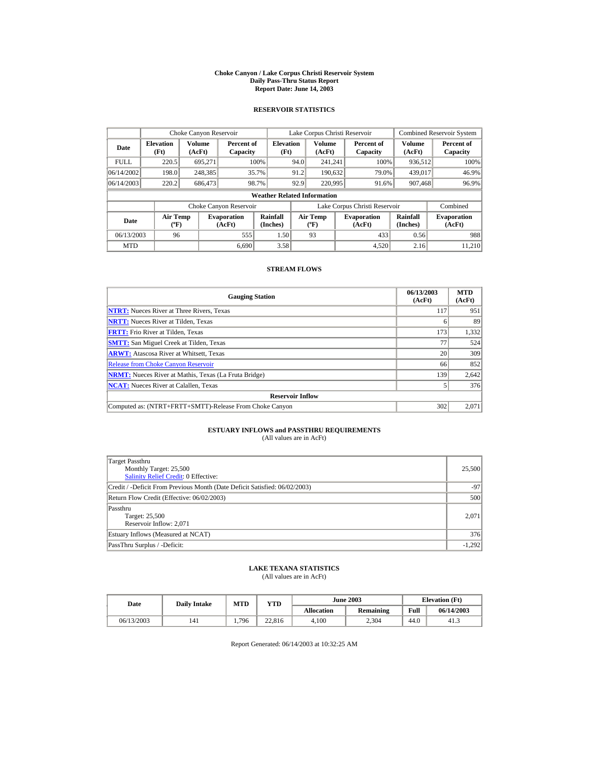# Choke Canyon / Lake Corpus Christi Reservoir System
## Daily Pass-Thru Status Report
## Report Date: June 14, 2003

### RESERVOIR STATISTICS

| Date | Choke Canyon Reservoir | | | Lake Corpus Christi Reservoir | | | Combined Reservoir System | |
|---|---|---|---|---|---|---|---|---|
| | Elevation (Ft) | Volume (AcFt) | Percent of Capacity | Elevation (Ft) | Volume (AcFt) | Percent of Capacity | Volume (AcFt) | Percent of Capacity |
| FULL | 220.5 | 695,271 | 100% | 94.0 | 241,241 | 100% | 936,512 | 100% |
| 06/14/2002 | 198.0 | 248,385 | 35.7% | 91.2 | 190,632 | 79.0% | 439,017 | 46.9% |
| 06/14/2003 | 220.2 | 686,473 | 98.7% | 92.9 | 220,995 | 91.6% | 907,468 | 96.9% |

**Weather Related Information**

| Date | Choke Canyon Reservoir | | | Lake Corpus Christi Reservoir | | | Combined |
|---|---|---|---|---|---|---|---|
| | Air Temp (ºF) | Evaporation (AcFt) | Rainfall (Inches) | Air Temp (ºF) | Evaporation (AcFt) | Rainfall (Inches) | Evaporation (AcFt) |
| 06/13/2003 | 96 | 555 | 1.50 | 93 | 433 | 0.56 | 988 |
| MTD | | 6,690 | 3.58 | | 4,520 | 2.16 | 11,210 |

### STREAM FLOWS

| Gauging Station | 06/13/2003 (AcFt) | MTD (AcFt) |
|---|---|---|
| NTRT: Nueces River at Three Rivers, Texas | 117 | 951 |
| NRTT: Nueces River at Tilden, Texas | 6 | 89 |
| FRTT: Frio River at Tilden, Texas | 173 | 1,332 |
| SMTT: San Miguel Creek at Tilden, Texas | 77 | 524 |
| ARWT: Atascosa River at Whitsett, Texas | 20 | 309 |
| Release from Choke Canyon Reservoir | 66 | 852 |
| NRMT: Nueces River at Mathis, Texas (La Fruta Bridge) | 139 | 2,642 |
| NCAT: Nueces River at Calallen, Texas | 5 | 376 |
| **Reservoir Inflow** | | |
| Computed as: (NTRT+FRTT+SMTT)-Release From Choke Canyon | 302 | 2,071 |

### ESTUARY INFLOWS and PASSTHRU REQUIREMENTS
(All values are in AcFt)

| | |
|---|---|
| Target Passthru<br>Monthly Target: 25,500<br>Salinity Relief Credit: 0 Effective: | 25,500 |
| Credit / -Deficit From Previous Month (Date Deficit Satisfied: 06/02/2003) | -97 |
| Return Flow Credit (Effective: 06/02/2003) | 500 |
| Passthru<br>Target: 25,500<br>Reservoir Inflow: 2,071 | 2,071 |
| Estuary Inflows (Measured at NCAT) | 376 |
| PassThru Surplus / -Deficit: | -1,292 |

### LAKE TEXANA STATISTICS
(All values are in AcFt)

| Date | Daily Intake | MTD | YTD | June 2003 | | Elevation (Ft) | |
|---|---|---|---|---|---|---|---|
| | | | | Allocation | Remaining | Full | 06/14/2003 |
| 06/13/2003 | 141 | 1,796 | 22,816 | 4,100 | 2,304 | 44.0 | 41.3 |

Report Generated: 06/14/2003 at 10:32:25 AM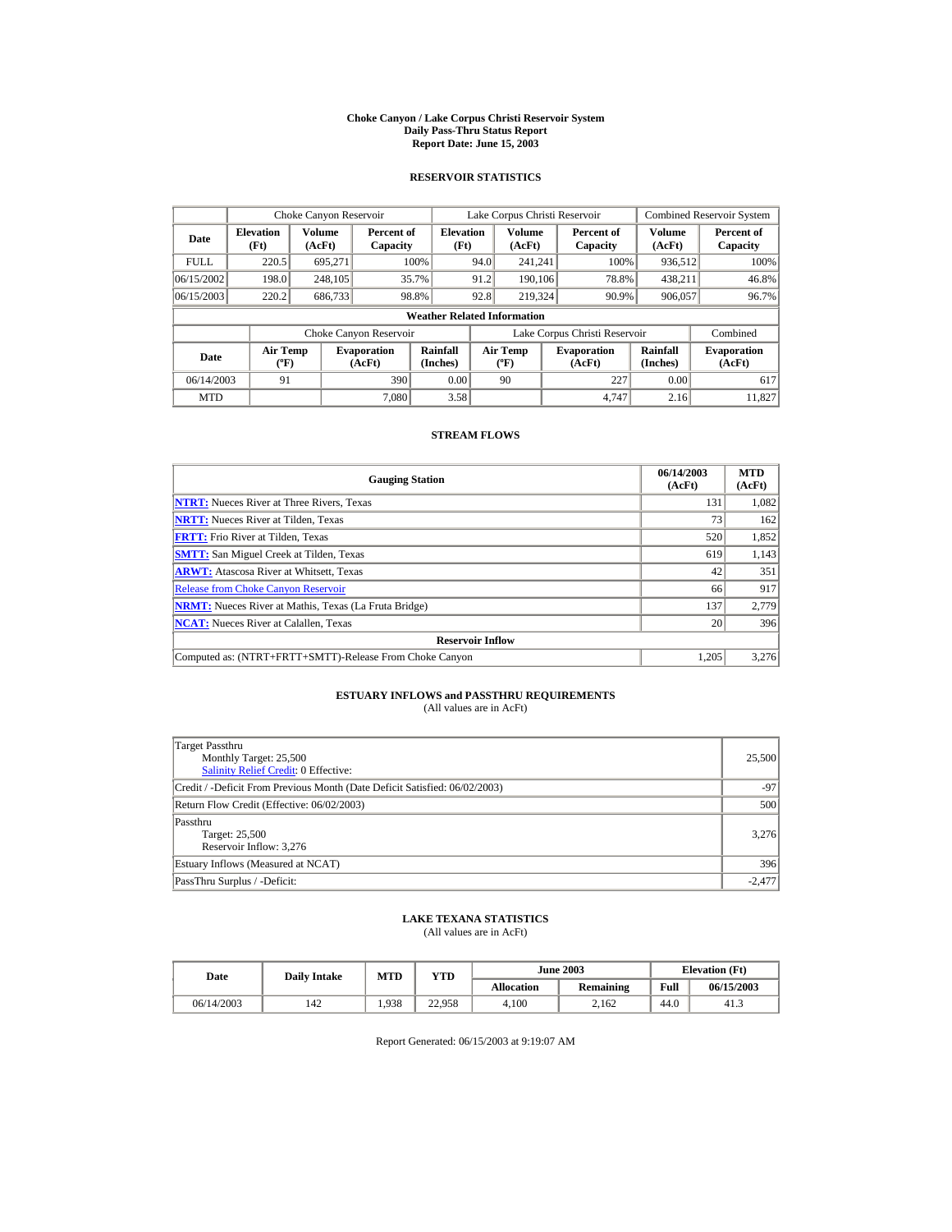# Choke Canyon / Lake Corpus Christi Reservoir System
## Daily Pass-Thru Status Report
### Report Date: June 15, 2003

## RESERVOIR STATISTICS

| Date | Choke Canyon Reservoir | | | Lake Corpus Christi Reservoir | | | Combined Reservoir System | |
|---|---|---|---|---|---|---|---|---|
| | Elevation (Ft) | Volume (AcFt) | Percent of Capacity | Elevation (Ft) | Volume (AcFt) | Percent of Capacity | Volume (AcFt) | Percent of Capacity |
| FULL | 220.5 | 695,271 | 100% | 94.0 | 241,241 | 100% | 936,512 | 100% |
| 06/15/2002 | 198.0 | 248,105 | 35.7% | 91.2 | 190,106 | 78.8% | 438,211 | 46.8% |
| 06/15/2003 | 220.2 | 686,733 | 98.8% | 92.8 | 219,324 | 90.9% | 906,057 | 96.7% |

**Weather Related Information**

| Date | Choke Canyon Reservoir | | | Lake Corpus Christi Reservoir | | | Combined |
|---|---|---|---|---|---|---|---|
| | Air Temp (ºF) | Evaporation (AcFt) | Rainfall (Inches) | Air Temp (ºF) | Evaporation (AcFt) | Rainfall (Inches) | Evaporation (AcFt) |
| 06/14/2003 | 91 | 390 | 0.00 | 90 | 227 | 0.00 | 617 |
| MTD | | 7,080 | 3.58 | | 4,747 | 2.16 | 11,827 |

## STREAM FLOWS

| Gauging Station | 06/14/2003 (AcFt) | MTD (AcFt) |
|---|---|---|
| **NTRT:** Nueces River at Three Rivers, Texas | 131 | 1,082 |
| **NRTT:** Nueces River at Tilden, Texas | 73 | 162 |
| **FRTT:** Frio River at Tilden, Texas | 520 | 1,852 |
| **SMTT:** San Miguel Creek at Tilden, Texas | 619 | 1,143 |
| **ARWT:** Atascosa River at Whitsett, Texas | 42 | 351 |
| Release from Choke Canyon Reservoir | 66 | 917 |
| **NRMT:** Nueces River at Mathis, Texas (La Fruta Bridge) | 137 | 2,779 |
| **NCAT:** Nueces River at Calallen, Texas | 20 | 396 |
| **Reservoir Inflow** | | |
| Computed as: (NTRT+FRTT+SMTT)-Release From Choke Canyon | 1,205 | 3,276 |

## ESTUARY INFLOWS and PASSTHRU REQUIREMENTS
(All values are in AcFt)

| | |
|---|---|
| Target Passthru<br>Monthly Target: 25,500<br>Salinity Relief Credit: 0 Effective: | 25,500 |
| Credit / -Deficit From Previous Month (Date Deficit Satisfied: 06/02/2003) | -97 |
| Return Flow Credit (Effective: 06/02/2003) | 500 |
| Passthru<br>Target: 25,500<br>Reservoir Inflow: 3,276 | 3,276 |
| Estuary Inflows (Measured at NCAT) | 396 |
| PassThru Surplus / -Deficit: | -2,477 |

## LAKE TEXANA STATISTICS
(All values are in AcFt)

| Date | Daily Intake | MTD | YTD | June 2003 | | Elevation (Ft) | |
|---|---|---|---|---|---|---|---|
| | | | | Allocation | Remaining | Full | 06/15/2003 |
| 06/14/2003 | 142 | 1,938 | 22,958 | 4,100 | 2,162 | 44.0 | 41.3 |

Report Generated: 06/15/2003 at 9:19:07 AM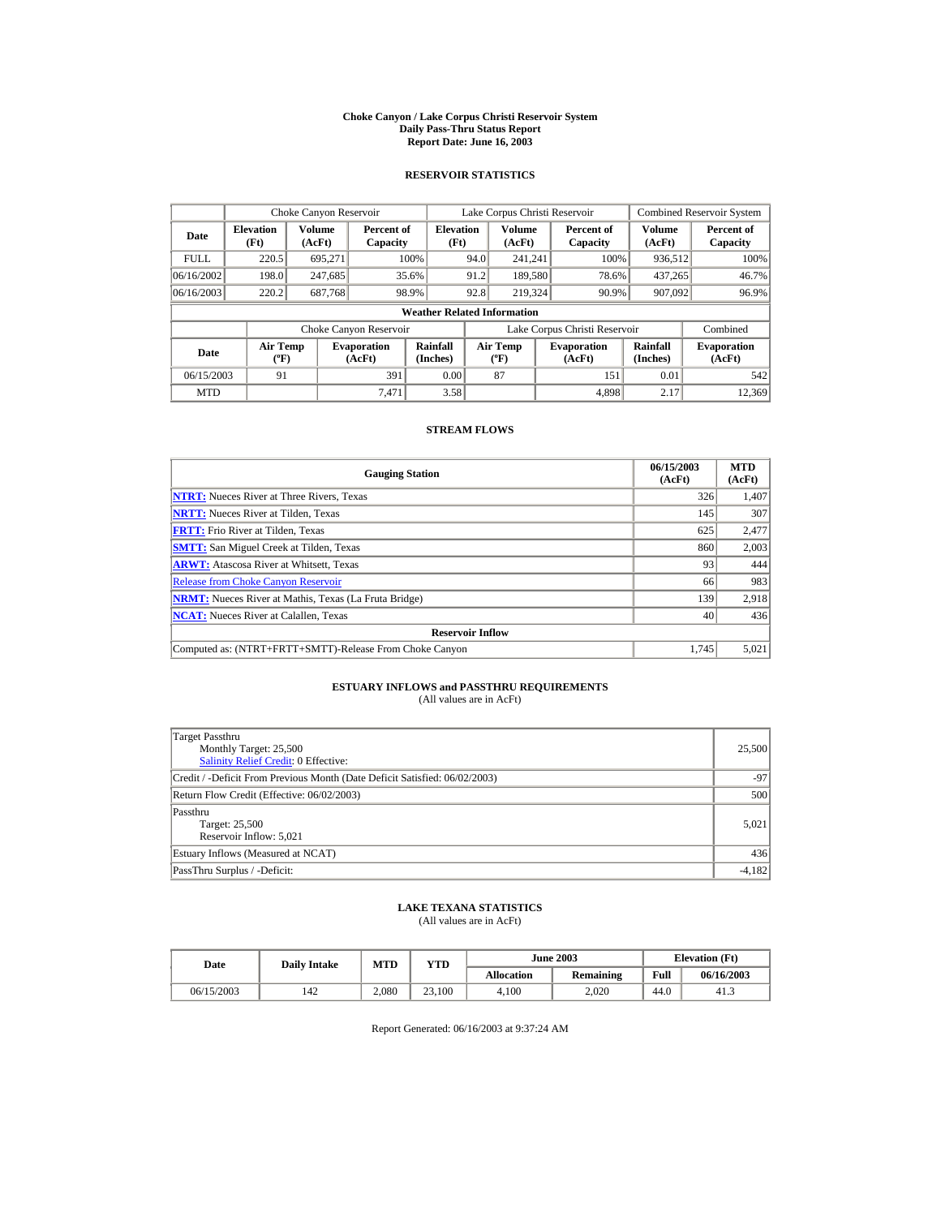# Choke Canyon / Lake Corpus Christi Reservoir System
## Daily Pass-Thru Status Report
### Report Date: June 16, 2003

## RESERVOIR STATISTICS

| | Choke Canyon Reservoir | | | Lake Corpus Christi Reservoir | | | Combined Reservoir System | |
|---|---|---|---|---|---|---|---|---|
| Date | Elevation (Ft) | Volume (AcFt) | Percent of Capacity | Elevation (Ft) | Volume (AcFt) | Percent of Capacity | Volume (AcFt) | Percent of Capacity |
| FULL | 220.5 | 695,271 | 100% | 94.0 | 241,241 | 100% | 936,512 | 100% |
| 06/16/2002 | 198.0 | 247,685 | 35.6% | 91.2 | 189,580 | 78.6% | 437,265 | 46.7% |
| 06/16/2003 | 220.2 | 687,768 | 98.9% | 92.8 | 219,324 | 90.9% | 907,092 | 96.9% |

**Weather Related Information**

| | Choke Canyon Reservoir | | | Lake Corpus Christi Reservoir | | | Combined |
|---|---|---|---|---|---|---|---|
| Date | Air Temp (ºF) | Evaporation (AcFt) | Rainfall (Inches) | Air Temp (ºF) | Evaporation (AcFt) | Rainfall (Inches) | Evaporation (AcFt) |
| 06/15/2003 | 91 | 391 | 0.00 | 87 | 151 | 0.01 | 542 |
| MTD | | 7,471 | 3.58 | | 4,898 | 2.17 | 12,369 |

## STREAM FLOWS

| Gauging Station | 06/15/2003 (AcFt) | MTD (AcFt) |
|---|---|---|
| NTRT: Nueces River at Three Rivers, Texas | 326 | 1,407 |
| NRTT: Nueces River at Tilden, Texas | 145 | 307 |
| FRTT: Frio River at Tilden, Texas | 625 | 2,477 |
| SMTT: San Miguel Creek at Tilden, Texas | 860 | 2,003 |
| ARWT: Atascosa River at Whitsett, Texas | 93 | 444 |
| Release from Choke Canyon Reservoir | 66 | 983 |
| NRMT: Nueces River at Mathis, Texas (La Fruta Bridge) | 139 | 2,918 |
| NCAT: Nueces River at Calallen, Texas | 40 | 436 |
| **Reservoir Inflow** | | |
| Computed as: (NTRT+FRTT+SMTT)-Release From Choke Canyon | 1,745 | 5,021 |

## ESTUARY INFLOWS and PASSTHRU REQUIREMENTS

(All values are in AcFt)

| | |
|---|---|
| Target Passthru<br>Monthly Target: 25,500<br>Salinity Relief Credit: 0 Effective: | 25,500 |
| Credit / -Deficit From Previous Month (Date Deficit Satisfied: 06/02/2003) | -97 |
| Return Flow Credit (Effective: 06/02/2003) | 500 |
| Passthru<br>Target: 25,500<br>Reservoir Inflow: 5,021 | 5,021 |
| Estuary Inflows (Measured at NCAT) | 436 |
| PassThru Surplus / -Deficit: | -4,182 |

## LAKE TEXANA STATISTICS

(All values are in AcFt)

| Date | Daily Intake | MTD | YTD | June 2003 | | Elevation (Ft) | |
|---|---|---|---|---|---|---|---|
| | | | | Allocation | Remaining | Full | 06/16/2003 |
| 06/15/2003 | 142 | 2,080 | 23,100 | 4,100 | 2,020 | 44.0 | 41.3 |

Report Generated: 06/16/2003 at 9:37:24 AM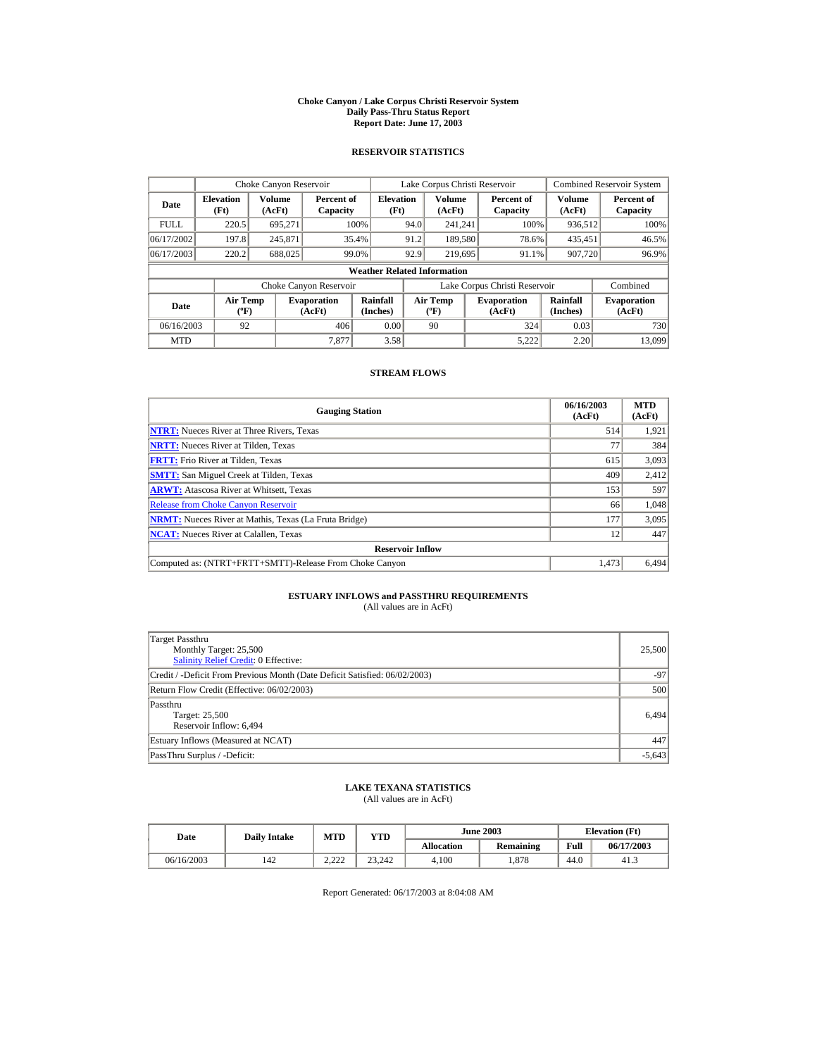# Choke Canyon / Lake Corpus Christi Reservoir System
## Daily Pass-Thru Status Report
### Report Date: June 17, 2003

## RESERVOIR STATISTICS

| | Choke Canyon Reservoir | | | Lake Corpus Christi Reservoir | | | Combined Reservoir System | |
|---|---|---|---|---|---|---|---|---|
| **Date** | **Elevation (Ft)** | **Volume (AcFt)** | **Percent of Capacity** | **Elevation (Ft)** | **Volume (AcFt)** | **Percent of Capacity** | **Volume (AcFt)** | **Percent of Capacity** |
| FULL | 220.5 | 695,271 | 100% | 94.0 | 241,241 | 100% | 936,512 | 100% |
| 06/17/2002 | 197.8 | 245,871 | 35.4% | 91.2 | 189,580 | 78.6% | 435,451 | 46.5% |
| 06/17/2003 | 220.2 | 688,025 | 99.0% | 92.9 | 219,695 | 91.1% | 907,720 | 96.9% |

**Weather Related Information**

| | Choke Canyon Reservoir | | | Lake Corpus Christi Reservoir | | | Combined |
|---|---|---|---|---|---|---|---|
| **Date** | **Air Temp (ºF)** | **Evaporation (AcFt)** | **Rainfall (Inches)** | **Air Temp (ºF)** | **Evaporation (AcFt)** | **Rainfall (Inches)** | **Evaporation (AcFt)** |
| 06/16/2003 | 92 | 406 | 0.00 | 90 | 324 | 0.03 | 730 |
| MTD | | 7,877 | 3.58 | | 5,222 | 2.20 | 13,099 |

## STREAM FLOWS

| Gauging Station | 06/16/2003 (AcFt) | MTD (AcFt) |
|---|---|---|
| **NTRT:** Nueces River at Three Rivers, Texas | 514 | 1,921 |
| **NRTT:** Nueces River at Tilden, Texas | 77 | 384 |
| **FRTT:** Frio River at Tilden, Texas | 615 | 3,093 |
| **SMTT:** San Miguel Creek at Tilden, Texas | 409 | 2,412 |
| **ARWT:** Atascosa River at Whitsett, Texas | 153 | 597 |
| Release from Choke Canyon Reservoir | 66 | 1,048 |
| **NRMT:** Nueces River at Mathis, Texas (La Fruta Bridge) | 177 | 3,095 |
| **NCAT:** Nueces River at Calallen, Texas | 12 | 447 |
| **Reservoir Inflow** | | |
| Computed as: (NTRT+FRTT+SMTT)-Release From Choke Canyon | 1,473 | 6,494 |

## ESTUARY INFLOWS and PASSTHRU REQUIREMENTS
(All values are in AcFt)

| | |
|---|---|
| Target Passthru<br>Monthly Target: 25,500<br>Salinity Relief Credit: 0 Effective: | 25,500 |
| Credit / -Deficit From Previous Month (Date Deficit Satisfied: 06/02/2003) | -97 |
| Return Flow Credit (Effective: 06/02/2003) | 500 |
| Passthru<br>Target: 25,500<br>Reservoir Inflow: 6,494 | 6,494 |
| Estuary Inflows (Measured at NCAT) | 447 |
| PassThru Surplus / -Deficit: | -5,643 |

## LAKE TEXANA STATISTICS
(All values are in AcFt)

| Date | Daily Intake | MTD | YTD | June 2003 | | Elevation (Ft) | |
|---|---|---|---|---|---|---|---|
| | | | | **Allocation** | **Remaining** | **Full** | **06/17/2003** |
| 06/16/2003 | 142 | 2,222 | 23,242 | 4,100 | 1,878 | 44.0 | 41.3 |

Report Generated: 06/17/2003 at 8:04:08 AM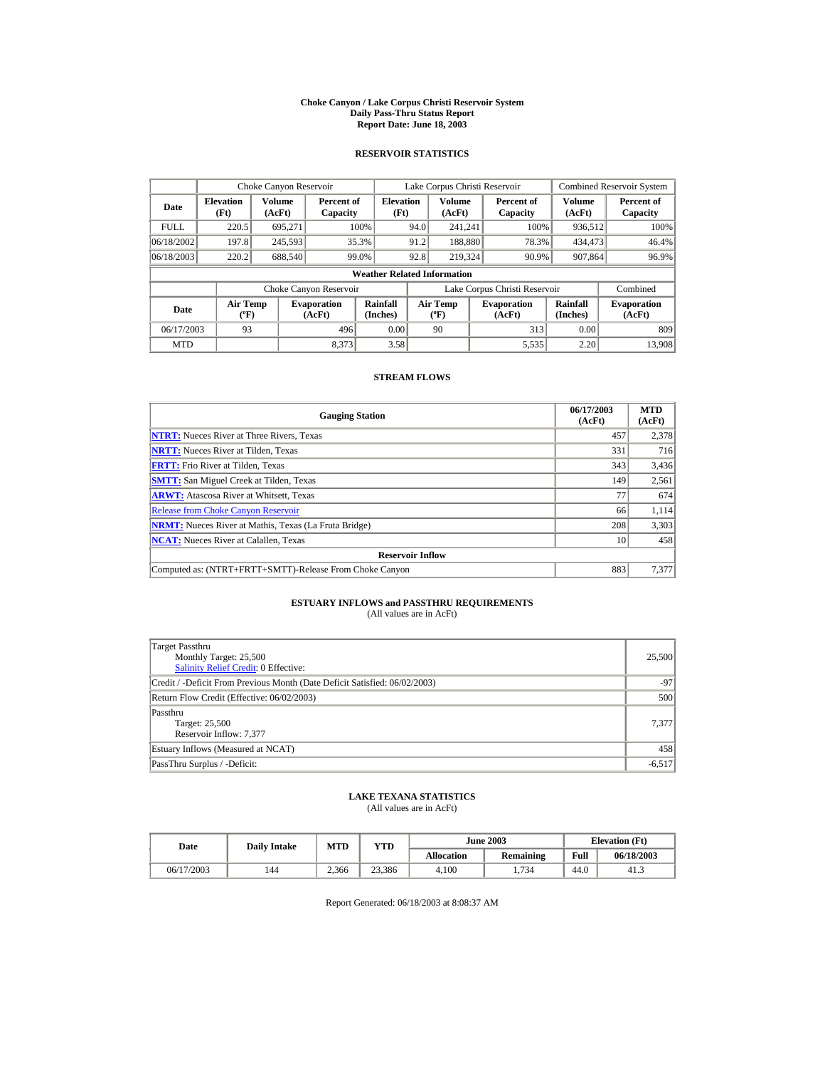# Choke Canyon / Lake Corpus Christi Reservoir System
## Daily Pass-Thru Status Report
### Report Date: June 18, 2003

## RESERVOIR STATISTICS

| Date | Choke Canyon Reservoir | | | Lake Corpus Christi Reservoir | | | Combined Reservoir System | |
|---|---|---|---|---|---|---|---|---|
| | Elevation (Ft) | Volume (AcFt) | Percent of Capacity | Elevation (Ft) | Volume (AcFt) | Percent of Capacity | Volume (AcFt) | Percent of Capacity |
| FULL | 220.5 | 695,271 | 100% | 94.0 | 241,241 | 100% | 936,512 | 100% |
| 06/18/2002 | 197.8 | 245,593 | 35.3% | 91.2 | 188,880 | 78.3% | 434,473 | 46.4% |
| 06/18/2003 | 220.2 | 688,540 | 99.0% | 92.8 | 219,324 | 90.9% | 907,864 | 96.9% |

**Weather Related Information**

| Date | Choke Canyon Reservoir | | | Lake Corpus Christi Reservoir | | | Combined |
|---|---|---|---|---|---|---|---|
| | Air Temp (ºF) | Evaporation (AcFt) | Rainfall (Inches) | Air Temp (ºF) | Evaporation (AcFt) | Rainfall (Inches) | Evaporation (AcFt) |
| 06/17/2003 | 93 | 496 | 0.00 | 90 | 313 | 0.00 | 809 |
| MTD | | 8,373 | 3.58 | | 5,535 | 2.20 | 13,908 |

## STREAM FLOWS

| Gauging Station | 06/17/2003 (AcFt) | MTD (AcFt) |
|---|---|---|
| **NTRT:** Nueces River at Three Rivers, Texas | 457 | 2,378 |
| **NRTT:** Nueces River at Tilden, Texas | 331 | 716 |
| **FRTT:** Frio River at Tilden, Texas | 343 | 3,436 |
| **SMTT:** San Miguel Creek at Tilden, Texas | 149 | 2,561 |
| **ARWT:** Atascosa River at Whitsett, Texas | 77 | 674 |
| Release from Choke Canyon Reservoir | 66 | 1,114 |
| **NRMT:** Nueces River at Mathis, Texas (La Fruta Bridge) | 208 | 3,303 |
| **NCAT:** Nueces River at Calallen, Texas | 10 | 458 |
| **Reservoir Inflow** | | |
| Computed as: (NTRT+FRTT+SMTT)-Release From Choke Canyon | 883 | 7,377 |

## ESTUARY INFLOWS and PASSTHRU REQUIREMENTS
(All values are in AcFt)

| Item | Value |
|---|---|
| Target Passthru<br>Monthly Target: 25,500<br>Salinity Relief Credit: 0 Effective: | 25,500 |
| Credit / -Deficit From Previous Month (Date Deficit Satisfied: 06/02/2003) | -97 |
| Return Flow Credit (Effective: 06/02/2003) | 500 |
| Passthru<br>Target: 25,500<br>Reservoir Inflow: 7,377 | 7,377 |
| Estuary Inflows (Measured at NCAT) | 458 |
| PassThru Surplus / -Deficit: | -6,517 |

## LAKE TEXANA STATISTICS
(All values are in AcFt)

| Date | Daily Intake | MTD | YTD | June 2003 | | Elevation (Ft) | |
|---|---|---|---|---|---|---|---|
| | | | | Allocation | Remaining | Full | 06/18/2003 |
| 06/17/2003 | 144 | 2,366 | 23,386 | 4,100 | 1,734 | 44.0 | 41.3 |

Report Generated: 06/18/2003 at 8:08:37 AM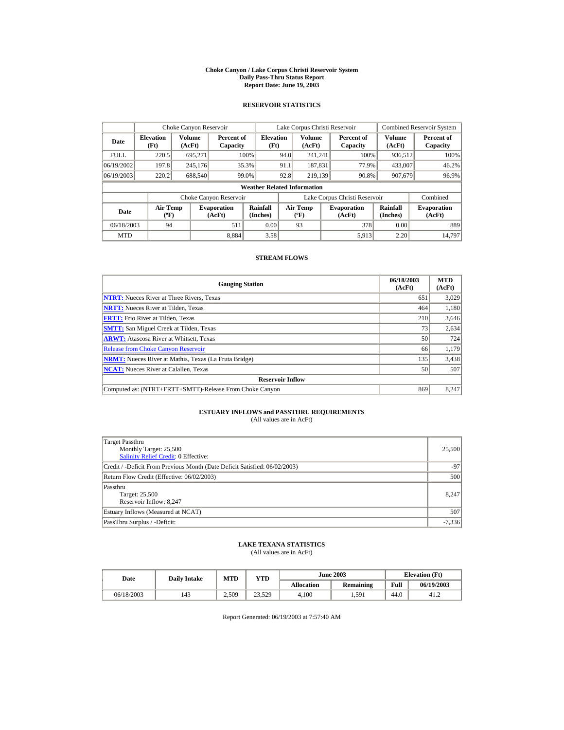# Choke Canyon / Lake Corpus Christi Reservoir System
## Daily Pass-Thru Status Report
## Report Date: June 19, 2003

### RESERVOIR STATISTICS

| Date | Choke Canyon Reservoir | | | Lake Corpus Christi Reservoir | | | Combined Reservoir System | |
|---|---|---|---|---|---|---|---|---|
| | Elevation (Ft) | Volume (AcFt) | Percent of Capacity | Elevation (Ft) | Volume (AcFt) | Percent of Capacity | Volume (AcFt) | Percent of Capacity |
| FULL | 220.5 | 695,271 | 100% | 94.0 | 241,241 | 100% | 936,512 | 100% |
| 06/19/2002 | 197.8 | 245,176 | 35.3% | 91.1 | 187,831 | 77.9% | 433,007 | 46.2% |
| 06/19/2003 | 220.2 | 688,540 | 99.0% | 92.8 | 219,139 | 90.8% | 907,679 | 96.9% |

**Weather Related Information**

| Date | Choke Canyon Reservoir | | | Lake Corpus Christi Reservoir | | | Combined |
|---|---|---|---|---|---|---|---|
| | Air Temp (ºF) | Evaporation (AcFt) | Rainfall (Inches) | Air Temp (ºF) | Evaporation (AcFt) | Rainfall (Inches) | Evaporation (AcFt) |
| 06/18/2003 | 94 | 511 | 0.00 | 93 | 378 | 0.00 | 889 |
| MTD | | 8,884 | 3.58 | | 5,913 | 2.20 | 14,797 |

### STREAM FLOWS

| Gauging Station | 06/18/2003 (AcFt) | MTD (AcFt) |
|---|---|---|
| NTRT: Nueces River at Three Rivers, Texas | 651 | 3,029 |
| NRTT: Nueces River at Tilden, Texas | 464 | 1,180 |
| FRTT: Frio River at Tilden, Texas | 210 | 3,646 |
| SMTT: San Miguel Creek at Tilden, Texas | 73 | 2,634 |
| ARWT: Atascosa River at Whitsett, Texas | 50 | 724 |
| Release from Choke Canyon Reservoir | 66 | 1,179 |
| NRMT: Nueces River at Mathis, Texas (La Fruta Bridge) | 135 | 3,438 |
| NCAT: Nueces River at Calallen, Texas | 50 | 507 |
| **Reservoir Inflow** | | |
| Computed as: (NTRT+FRTT+SMTT)-Release From Choke Canyon | 869 | 8,247 |

### ESTUARY INFLOWS and PASSTHRU REQUIREMENTS
(All values are in AcFt)

| Item | Value |
|---|---|
| Target Passthru<br>Monthly Target: 25,500<br>Salinity Relief Credit: 0 Effective: | 25,500 |
| Credit / -Deficit From Previous Month (Date Deficit Satisfied: 06/02/2003) | -97 |
| Return Flow Credit (Effective: 06/02/2003) | 500 |
| Passthru<br>Target: 25,500<br>Reservoir Inflow: 8,247 | 8,247 |
| Estuary Inflows (Measured at NCAT) | 507 |
| PassThru Surplus / -Deficit: | -7,336 |

### LAKE TEXANA STATISTICS
(All values are in AcFt)

| Date | Daily Intake | MTD | YTD | June 2003 | | Elevation (Ft) | |
|---|---|---|---|---|---|---|---|
| | | | | Allocation | Remaining | Full | 06/19/2003 |
| 06/18/2003 | 143 | 2,509 | 23,529 | 4,100 | 1,591 | 44.0 | 41.2 |

Report Generated: 06/19/2003 at 7:57:40 AM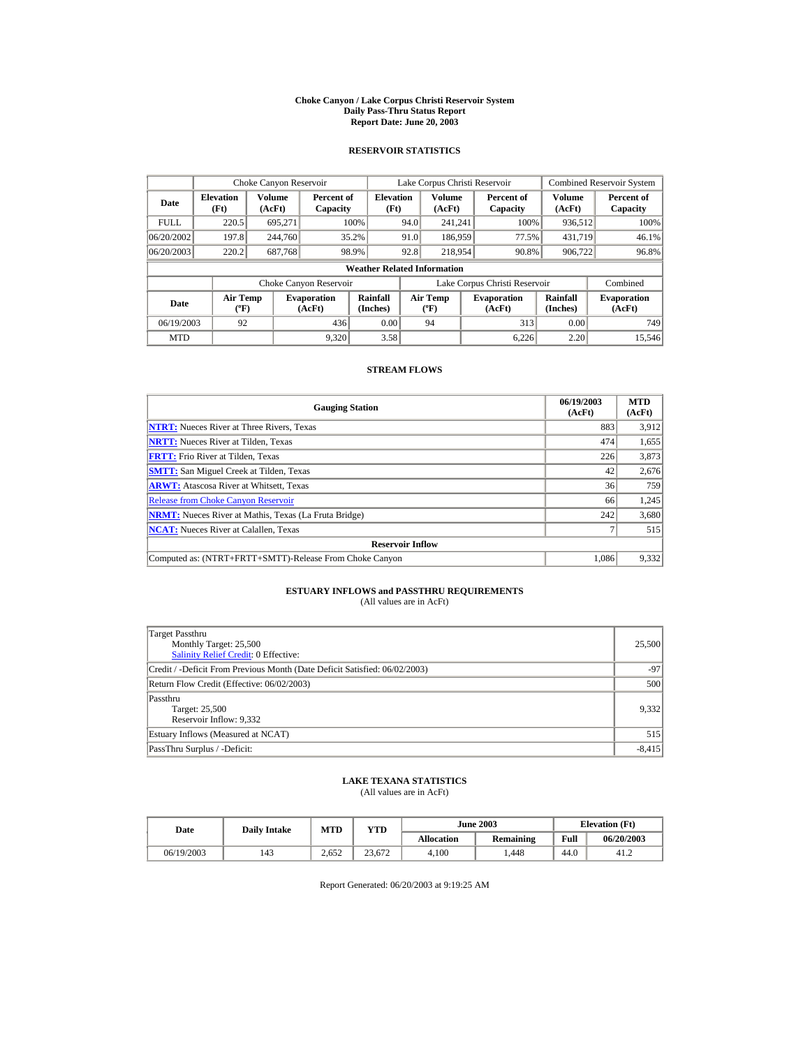# Choke Canyon / Lake Corpus Christi Reservoir System
## Daily Pass-Thru Status Report
### Report Date: June 20, 2003

## RESERVOIR STATISTICS

| Date | Choke Canyon Reservoir | | | Lake Corpus Christi Reservoir | | | Combined Reservoir System | |
|---|---|---|---|---|---|---|---|---|
| | Elevation (Ft) | Volume (AcFt) | Percent of Capacity | Elevation (Ft) | Volume (AcFt) | Percent of Capacity | Volume (AcFt) | Percent of Capacity |
| FULL | 220.5 | 695,271 | 100% | 94.0 | 241,241 | 100% | 936,512 | 100% |
| 06/20/2002 | 197.8 | 244,760 | 35.2% | 91.0 | 186,959 | 77.5% | 431,719 | 46.1% |
| 06/20/2003 | 220.2 | 687,768 | 98.9% | 92.8 | 218,954 | 90.8% | 906,722 | 96.8% |

**Weather Related Information**

| Date | Choke Canyon Reservoir | | | Lake Corpus Christi Reservoir | | | Combined |
|---|---|---|---|---|---|---|---|
| | Air Temp (ºF) | Evaporation (AcFt) | Rainfall (Inches) | Air Temp (ºF) | Evaporation (AcFt) | Rainfall (Inches) | Evaporation (AcFt) |
| 06/19/2003 | 92 | 436 | 0.00 | 94 | 313 | 0.00 | 749 |
| MTD | | 9,320 | 3.58 | | 6,226 | 2.20 | 15,546 |

## STREAM FLOWS

| Gauging Station | 06/19/2003 (AcFt) | MTD (AcFt) |
|---|---|---|
| NTRT: Nueces River at Three Rivers, Texas | 883 | 3,912 |
| NRTT: Nueces River at Tilden, Texas | 474 | 1,655 |
| FRTT: Frio River at Tilden, Texas | 226 | 3,873 |
| SMTT: San Miguel Creek at Tilden, Texas | 42 | 2,676 |
| ARWT: Atascosa River at Whitsett, Texas | 36 | 759 |
| Release from Choke Canyon Reservoir | 66 | 1,245 |
| NRMT: Nueces River at Mathis, Texas (La Fruta Bridge) | 242 | 3,680 |
| NCAT: Nueces River at Calallen, Texas | 7 | 515 |
| **Reservoir Inflow** | | |
| Computed as: (NTRT+FRTT+SMTT)-Release From Choke Canyon | 1,086 | 9,332 |

## ESTUARY INFLOWS and PASSTHRU REQUIREMENTS
(All values are in AcFt)

| | |
|---|---|
| Target Passthru<br>Monthly Target: 25,500<br>Salinity Relief Credit: 0 Effective: | 25,500 |
| Credit / -Deficit From Previous Month (Date Deficit Satisfied: 06/02/2003) | -97 |
| Return Flow Credit (Effective: 06/02/2003) | 500 |
| Passthru<br>Target: 25,500<br>Reservoir Inflow: 9,332 | 9,332 |
| Estuary Inflows (Measured at NCAT) | 515 |
| PassThru Surplus / -Deficit: | -8,415 |

## LAKE TEXANA STATISTICS
(All values are in AcFt)

| Date | Daily Intake | MTD | YTD | June 2003 | | Elevation (Ft) | |
|---|---|---|---|---|---|---|---|
| | | | | Allocation | Remaining | Full | 06/20/2003 |
| 06/19/2003 | 143 | 2,652 | 23,672 | 4,100 | 1,448 | 44.0 | 41.2 |

Report Generated: 06/20/2003 at 9:19:25 AM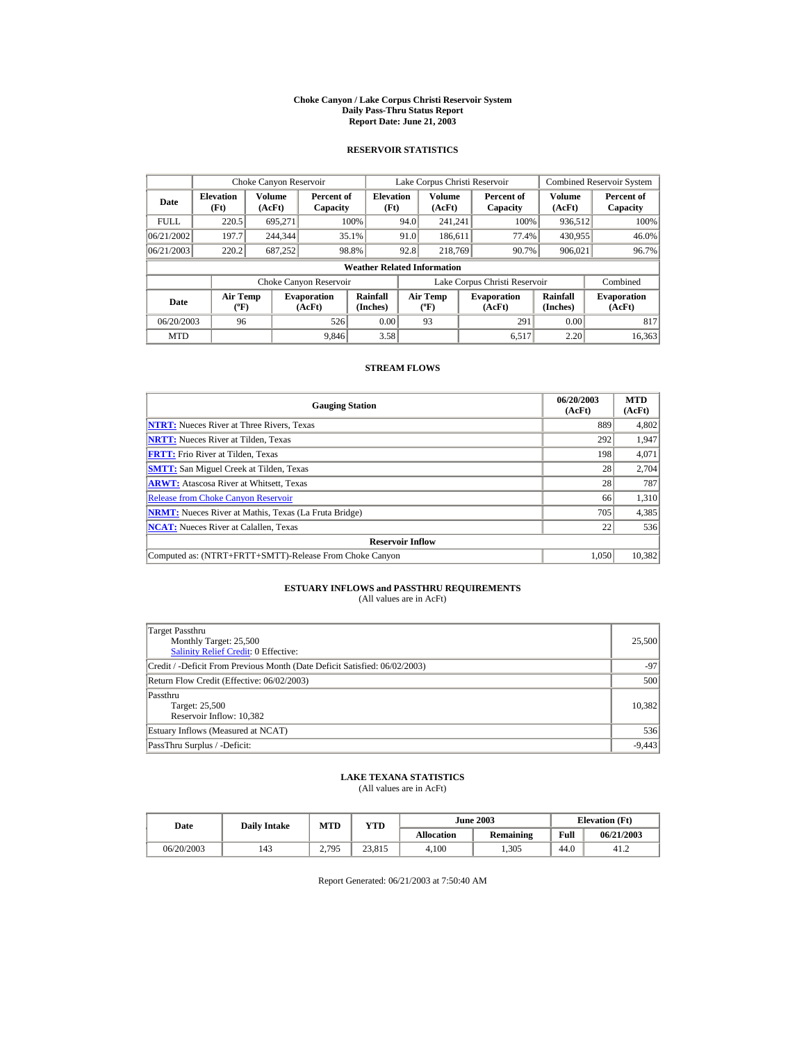# Choke Canyon / Lake Corpus Christi Reservoir System
## Daily Pass-Thru Status Report
## Report Date: June 21, 2003

### RESERVOIR STATISTICS

| Date | Choke Canyon Reservoir | | | Lake Corpus Christi Reservoir | | | Combined Reservoir System | |
|---|---|---|---|---|---|---|---|---|
| | Elevation (Ft) | Volume (AcFt) | Percent of Capacity | Elevation (Ft) | Volume (AcFt) | Percent of Capacity | Volume (AcFt) | Percent of Capacity |
| FULL | 220.5 | 695,271 | 100% | 94.0 | 241,241 | 100% | 936,512 | 100% |
| 06/21/2002 | 197.7 | 244,344 | 35.1% | 91.0 | 186,611 | 77.4% | 430,955 | 46.0% |
| 06/21/2003 | 220.2 | 687,252 | 98.8% | 92.8 | 218,769 | 90.7% | 906,021 | 96.7% |

**Weather Related Information**

| Date | Choke Canyon Reservoir | | | Lake Corpus Christi Reservoir | | | Combined |
|---|---|---|---|---|---|---|---|
| | Air Temp (ºF) | Evaporation (AcFt) | Rainfall (Inches) | Air Temp (ºF) | Evaporation (AcFt) | Rainfall (Inches) | Evaporation (AcFt) |
| 06/20/2003 | 96 | 526 | 0.00 | 93 | 291 | 0.00 | 817 |
| MTD | | 9,846 | 3.58 | | 6,517 | 2.20 | 16,363 |

### STREAM FLOWS

| Gauging Station | 06/20/2003 (AcFt) | MTD (AcFt) |
|---|---|---|
| NTRT: Nueces River at Three Rivers, Texas | 889 | 4,802 |
| NRTT: Nueces River at Tilden, Texas | 292 | 1,947 |
| FRTT: Frio River at Tilden, Texas | 198 | 4,071 |
| SMTT: San Miguel Creek at Tilden, Texas | 28 | 2,704 |
| ARWT: Atascosa River at Whitsett, Texas | 28 | 787 |
| Release from Choke Canyon Reservoir | 66 | 1,310 |
| NRMT: Nueces River at Mathis, Texas (La Fruta Bridge) | 705 | 4,385 |
| NCAT: Nueces River at Calallen, Texas | 22 | 536 |
| **Reservoir Inflow** | | |
| Computed as: (NTRT+FRTT+SMTT)-Release From Choke Canyon | 1,050 | 10,382 |

### ESTUARY INFLOWS and PASSTHRU REQUIREMENTS
(All values are in AcFt)

| | |
|---|---|
| Target Passthru<br>Monthly Target: 25,500<br>Salinity Relief Credit: 0 Effective: | 25,500 |
| Credit / -Deficit From Previous Month (Date Deficit Satisfied: 06/02/2003) | -97 |
| Return Flow Credit (Effective: 06/02/2003) | 500 |
| Passthru<br>Target: 25,500<br>Reservoir Inflow: 10,382 | 10,382 |
| Estuary Inflows (Measured at NCAT) | 536 |
| PassThru Surplus / -Deficit: | -9,443 |

### LAKE TEXANA STATISTICS
(All values are in AcFt)

| Date | Daily Intake | MTD | YTD | June 2003 | | Elevation (Ft) | |
|---|---|---|---|---|---|---|---|
| | | | | Allocation | Remaining | Full | 06/21/2003 |
| 06/20/2003 | 143 | 2,795 | 23,815 | 4,100 | 1,305 | 44.0 | 41.2 |

Report Generated: 06/21/2003 at 7:50:40 AM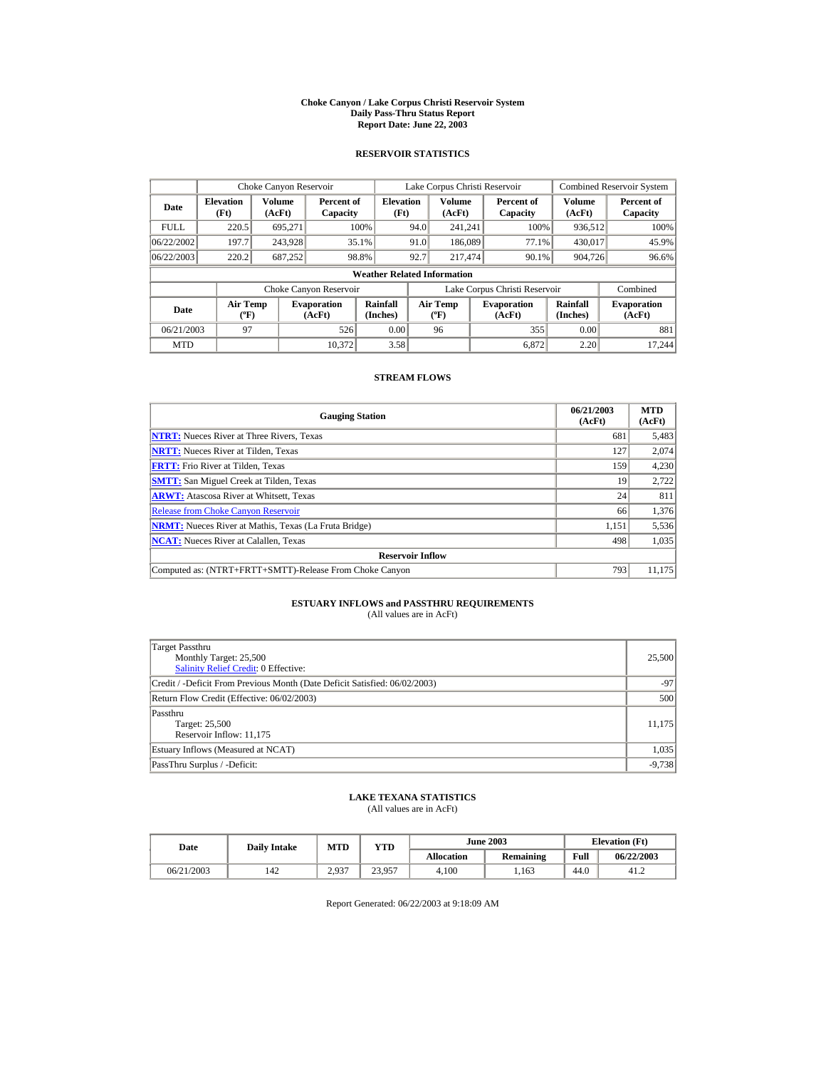# Choke Canyon / Lake Corpus Christi Reservoir System
## Daily Pass-Thru Status Report
## Report Date: June 22, 2003

### RESERVOIR STATISTICS

| | Choke Canyon Reservoir | | | Lake Corpus Christi Reservoir | | | Combined Reservoir System | |
|---|---|---|---|---|---|---|---|---|
| **Date** | **Elevation (Ft)** | **Volume (AcFt)** | **Percent of Capacity** | **Elevation (Ft)** | **Volume (AcFt)** | **Percent of Capacity** | **Volume (AcFt)** | **Percent of Capacity** |
| FULL | 220.5 | 695,271 | 100% | 94.0 | 241,241 | 100% | 936,512 | 100% |
| 06/22/2002 | 197.7 | 243,928 | 35.1% | 91.0 | 186,089 | 77.1% | 430,017 | 45.9% |
| 06/22/2003 | 220.2 | 687,252 | 98.8% | 92.7 | 217,474 | 90.1% | 904,726 | 96.6% |

**Weather Related Information**

| | Choke Canyon Reservoir | | | Lake Corpus Christi Reservoir | | | Combined |
|---|---|---|---|---|---|---|---|
| **Date** | **Air Temp (ºF)** | **Evaporation (AcFt)** | **Rainfall (Inches)** | **Air Temp (ºF)** | **Evaporation (AcFt)** | **Rainfall (Inches)** | **Evaporation (AcFt)** |
| 06/21/2003 | 97 | 526 | 0.00 | 96 | 355 | 0.00 | 881 |
| MTD | | 10,372 | 3.58 | | 6,872 | 2.20 | 17,244 |

### STREAM FLOWS

| Gauging Station | 06/21/2003 (AcFt) | MTD (AcFt) |
|---|---|---|
| **NTRT:** Nueces River at Three Rivers, Texas | 681 | 5,483 |
| **NRTT:** Nueces River at Tilden, Texas | 127 | 2,074 |
| **FRTT:** Frio River at Tilden, Texas | 159 | 4,230 |
| **SMTT:** San Miguel Creek at Tilden, Texas | 19 | 2,722 |
| **ARWT:** Atascosa River at Whitsett, Texas | 24 | 811 |
| Release from Choke Canyon Reservoir | 66 | 1,376 |
| **NRMT:** Nueces River at Mathis, Texas (La Fruta Bridge) | 1,151 | 5,536 |
| **NCAT:** Nueces River at Calallen, Texas | 498 | 1,035 |
| **Reservoir Inflow** | | |
| Computed as: (NTRT+FRTT+SMTT)-Release From Choke Canyon | 793 | 11,175 |

### ESTUARY INFLOWS and PASSTHRU REQUIREMENTS
(All values are in AcFt)

| | |
|---|---|
| Target Passthru<br>Monthly Target: 25,500<br>Salinity Relief Credit: 0 Effective: | 25,500 |
| Credit / -Deficit From Previous Month (Date Deficit Satisfied: 06/02/2003) | -97 |
| Return Flow Credit (Effective: 06/02/2003) | 500 |
| Passthru<br>Target: 25,500<br>Reservoir Inflow: 11,175 | 11,175 |
| Estuary Inflows (Measured at NCAT) | 1,035 |
| PassThru Surplus / -Deficit: | -9,738 |

### LAKE TEXANA STATISTICS
(All values are in AcFt)

| Date | Daily Intake | MTD | YTD | June 2003 | | Elevation (Ft) | |
|---|---|---|---|---|---|---|---|
| | | | | **Allocation** | **Remaining** | **Full** | **06/22/2003** |
| 06/21/2003 | 142 | 2,937 | 23,957 | 4,100 | 1,163 | 44.0 | 41.2 |

Report Generated: 06/22/2003 at 9:18:09 AM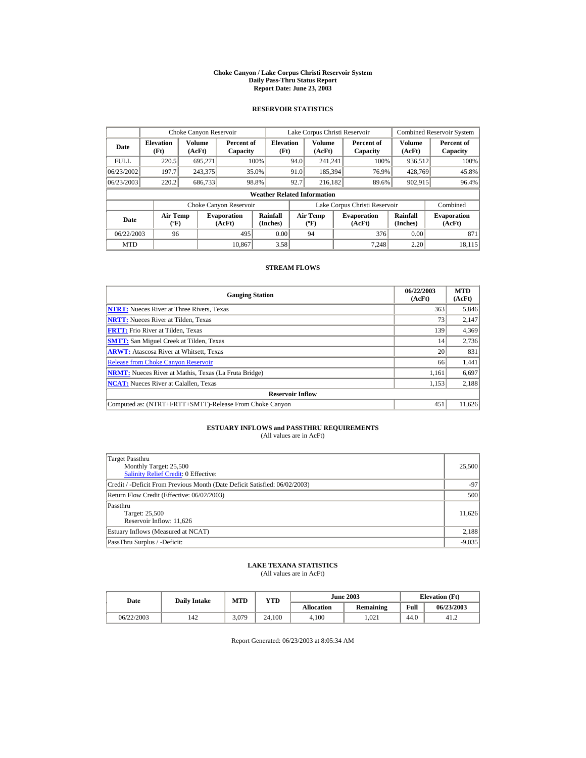# Choke Canyon / Lake Corpus Christi Reservoir System
## Daily Pass-Thru Status Report
### Report Date: June 23, 2003

## RESERVOIR STATISTICS

| | Choke Canyon Reservoir | | | Lake Corpus Christi Reservoir | | | Combined Reservoir System | |
|---|---|---|---|---|---|---|---|---|
| **Date** | **Elevation (Ft)** | **Volume (AcFt)** | **Percent of Capacity** | **Elevation (Ft)** | **Volume (AcFt)** | **Percent of Capacity** | **Volume (AcFt)** | **Percent of Capacity** |
| FULL | 220.5 | 695,271 | 100% | 94.0 | 241,241 | 100% | 936,512 | 100% |
| 06/23/2002 | 197.7 | 243,375 | 35.0% | 91.0 | 185,394 | 76.9% | 428,769 | 45.8% |
| 06/23/2003 | 220.2 | 686,733 | 98.8% | 92.7 | 216,182 | 89.6% | 902,915 | 96.4% |

**Weather Related Information**

| | Choke Canyon Reservoir | | | Lake Corpus Christi Reservoir | | | Combined |
|---|---|---|---|---|---|---|---|
| **Date** | **Air Temp (ºF)** | **Evaporation (AcFt)** | **Rainfall (Inches)** | **Air Temp (ºF)** | **Evaporation (AcFt)** | **Rainfall (Inches)** | **Evaporation (AcFt)** |
| 06/22/2003 | 96 | 495 | 0.00 | 94 | 376 | 0.00 | 871 |
| MTD | | 10,867 | 3.58 | | 7,248 | 2.20 | 18,115 |

## STREAM FLOWS

| Gauging Station | 06/22/2003 (AcFt) | MTD (AcFt) |
|---|---|---|
| NTRT: Nueces River at Three Rivers, Texas | 363 | 5,846 |
| NRTT: Nueces River at Tilden, Texas | 73 | 2,147 |
| FRTT: Frio River at Tilden, Texas | 139 | 4,369 |
| SMTT: San Miguel Creek at Tilden, Texas | 14 | 2,736 |
| ARWT: Atascosa River at Whitsett, Texas | 20 | 831 |
| Release from Choke Canyon Reservoir | 66 | 1,441 |
| NRMT: Nueces River at Mathis, Texas (La Fruta Bridge) | 1,161 | 6,697 |
| NCAT: Nueces River at Calallen, Texas | 1,153 | 2,188 |
| **Reservoir Inflow** | | |
| Computed as: (NTRT+FRTT+SMTT)-Release From Choke Canyon | 451 | 11,626 |

## ESTUARY INFLOWS and PASSTHRU REQUIREMENTS
(All values are in AcFt)

| | |
|---|---|
| Target Passthru<br>Monthly Target: 25,500<br>Salinity Relief Credit: 0 Effective: | 25,500 |
| Credit / -Deficit From Previous Month (Date Deficit Satisfied: 06/02/2003) | -97 |
| Return Flow Credit (Effective: 06/02/2003) | 500 |
| Passthru<br>Target: 25,500<br>Reservoir Inflow: 11,626 | 11,626 |
| Estuary Inflows (Measured at NCAT) | 2,188 |
| PassThru Surplus / -Deficit: | -9,035 |

## LAKE TEXANA STATISTICS
(All values are in AcFt)

| Date | Daily Intake | MTD | YTD | June 2003 | | Elevation (Ft) | |
|---|---|---|---|---|---|---|---|
| | | | | **Allocation** | **Remaining** | **Full** | **06/23/2003** |
| 06/22/2003 | 142 | 3,079 | 24,100 | 4,100 | 1,021 | 44.0 | 41.2 |

Report Generated: 06/23/2003 at 8:05:34 AM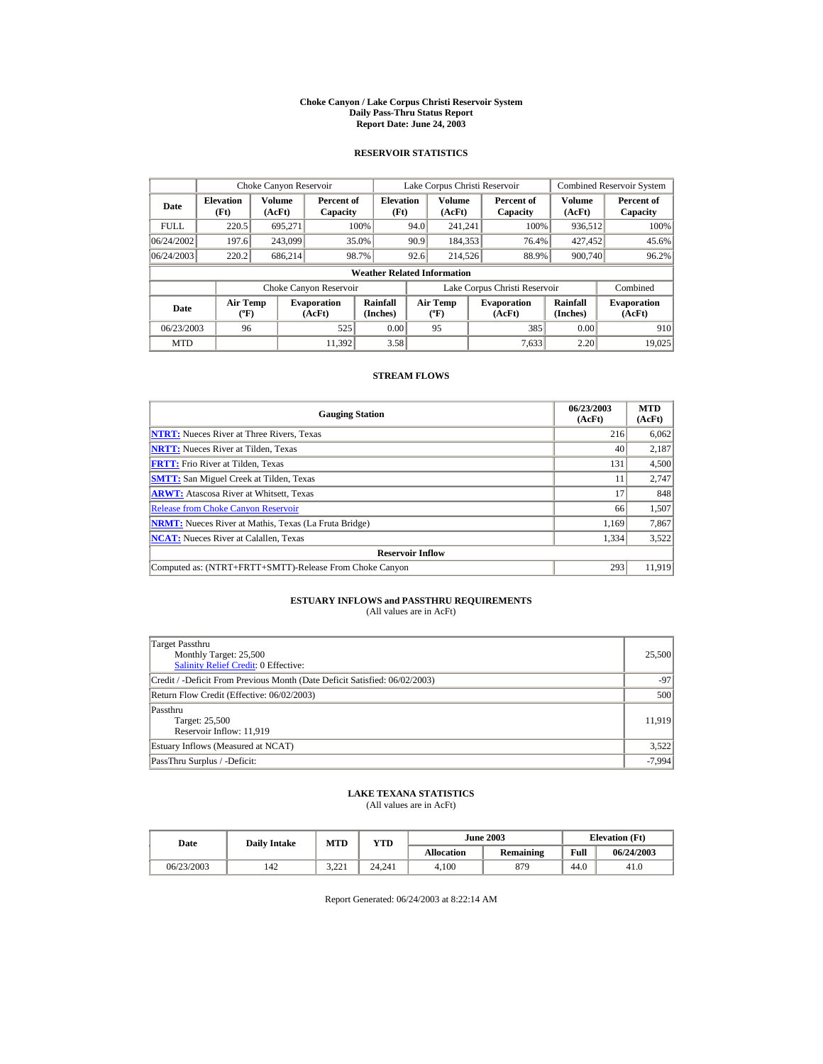# Choke Canyon / Lake Corpus Christi Reservoir System
## Daily Pass-Thru Status Report
## Report Date: June 24, 2003

### RESERVOIR STATISTICS

| Date | Choke Canyon Reservoir | | | Lake Corpus Christi Reservoir | | | Combined Reservoir System | |
|---|---|---|---|---|---|---|---|---|
| | Elevation (Ft) | Volume (AcFt) | Percent of Capacity | Elevation (Ft) | Volume (AcFt) | Percent of Capacity | Volume (AcFt) | Percent of Capacity |
| FULL | 220.5 | 695,271 | 100% | 94.0 | 241,241 | 100% | 936,512 | 100% |
| 06/24/2002 | 197.6 | 243,099 | 35.0% | 90.9 | 184,353 | 76.4% | 427,452 | 45.6% |
| 06/24/2003 | 220.2 | 686,214 | 98.7% | 92.6 | 214,526 | 88.9% | 900,740 | 96.2% |

**Weather Related Information**

| Date | Choke Canyon Reservoir | | | Lake Corpus Christi Reservoir | | | Combined |
|---|---|---|---|---|---|---|---|
| | Air Temp (ºF) | Evaporation (AcFt) | Rainfall (Inches) | Air Temp (ºF) | Evaporation (AcFt) | Rainfall (Inches) | Evaporation (AcFt) |
| 06/23/2003 | 96 | 525 | 0.00 | 95 | 385 | 0.00 | 910 |
| MTD | | 11,392 | 3.58 | | 7,633 | 2.20 | 19,025 |

### STREAM FLOWS

| Gauging Station | 06/23/2003 (AcFt) | MTD (AcFt) |
|---|---|---|
| NTRT: Nueces River at Three Rivers, Texas | 216 | 6,062 |
| NRTT: Nueces River at Tilden, Texas | 40 | 2,187 |
| FRTT: Frio River at Tilden, Texas | 131 | 4,500 |
| SMTT: San Miguel Creek at Tilden, Texas | 11 | 2,747 |
| ARWT: Atascosa River at Whitsett, Texas | 17 | 848 |
| Release from Choke Canyon Reservoir | 66 | 1,507 |
| NRMT: Nueces River at Mathis, Texas (La Fruta Bridge) | 1,169 | 7,867 |
| NCAT: Nueces River at Calallen, Texas | 1,334 | 3,522 |
| **Reservoir Inflow** | | |
| Computed as: (NTRT+FRTT+SMTT)-Release From Choke Canyon | 293 | 11,919 |

### ESTUARY INFLOWS and PASSTHRU REQUIREMENTS
(All values are in AcFt)

| | |
|---|---|
| Target Passthru<br>Monthly Target: 25,500<br>Salinity Relief Credit: 0 Effective: | 25,500 |
| Credit / -Deficit From Previous Month (Date Deficit Satisfied: 06/02/2003) | -97 |
| Return Flow Credit (Effective: 06/02/2003) | 500 |
| Passthru<br>Target: 25,500<br>Reservoir Inflow: 11,919 | 11,919 |
| Estuary Inflows (Measured at NCAT) | 3,522 |
| PassThru Surplus / -Deficit: | -7,994 |

### LAKE TEXANA STATISTICS
(All values are in AcFt)

| Date | Daily Intake | MTD | YTD | June 2003 | | Elevation (Ft) | |
|---|---|---|---|---|---|---|---|
| | | | | Allocation | Remaining | Full | 06/24/2003 |
| 06/23/2003 | 142 | 3,221 | 24,241 | 4,100 | 879 | 44.0 | 41.0 |

Report Generated: 06/24/2003 at 8:22:14 AM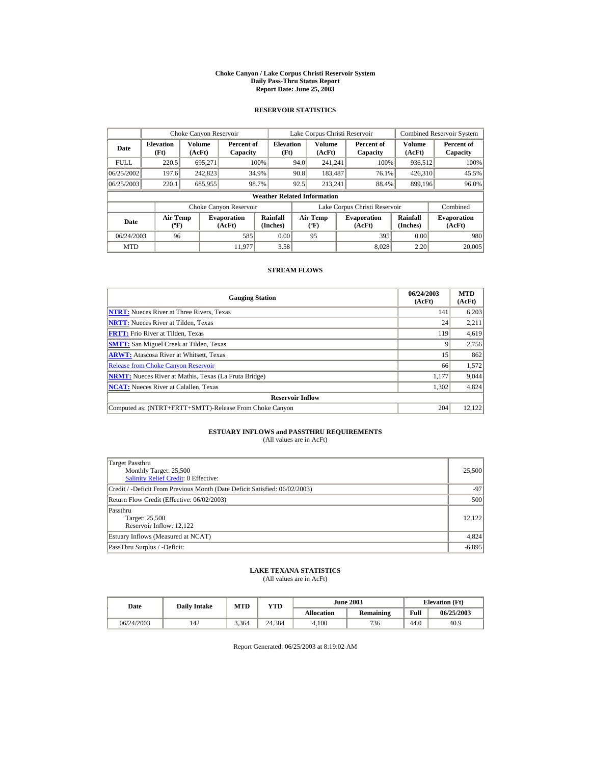# Choke Canyon / Lake Corpus Christi Reservoir System
## Daily Pass-Thru Status Report
### Report Date: June 25, 2003

## RESERVOIR STATISTICS

| | Choke Canyon Reservoir | | | Lake Corpus Christi Reservoir | | | Combined Reservoir System | |
|---|---|---|---|---|---|---|---|---|
| Date | Elevation (Ft) | Volume (AcFt) | Percent of Capacity | Elevation (Ft) | Volume (AcFt) | Percent of Capacity | Volume (AcFt) | Percent of Capacity |
| FULL | 220.5 | 695,271 | 100% | 94.0 | 241,241 | 100% | 936,512 | 100% |
| 06/25/2002 | 197.6 | 242,823 | 34.9% | 90.8 | 183,487 | 76.1% | 426,310 | 45.5% |
| 06/25/2003 | 220.1 | 685,955 | 98.7% | 92.5 | 213,241 | 88.4% | 899,196 | 96.0% |

**Weather Related Information**

| | Choke Canyon Reservoir | | | Lake Corpus Christi Reservoir | | | Combined |
|---|---|---|---|---|---|---|---|
| Date | Air Temp (ºF) | Evaporation (AcFt) | Rainfall (Inches) | Air Temp (ºF) | Evaporation (AcFt) | Rainfall (Inches) | Evaporation (AcFt) |
| 06/24/2003 | 96 | 585 | 0.00 | 95 | 395 | 0.00 | 980 |
| MTD | | 11,977 | 3.58 | | 8,028 | 2.20 | 20,005 |

## STREAM FLOWS

| Gauging Station | 06/24/2003 (AcFt) | MTD (AcFt) |
|---|---|---|
| NTRT: Nueces River at Three Rivers, Texas | 141 | 6,203 |
| NRTT: Nueces River at Tilden, Texas | 24 | 2,211 |
| FRTT: Frio River at Tilden, Texas | 119 | 4,619 |
| SMTT: San Miguel Creek at Tilden, Texas | 9 | 2,756 |
| ARWT: Atascosa River at Whitsett, Texas | 15 | 862 |
| Release from Choke Canyon Reservoir | 66 | 1,572 |
| NRMT: Nueces River at Mathis, Texas (La Fruta Bridge) | 1,177 | 9,044 |
| NCAT: Nueces River at Calallen, Texas | 1,302 | 4,824 |
| **Reservoir Inflow** | | |
| Computed as: (NTRT+FRTT+SMTT)-Release From Choke Canyon | 204 | 12,122 |

## ESTUARY INFLOWS and PASSTHRU REQUIREMENTS
(All values are in AcFt)

| | |
|---|---|
| Target Passthru<br>Monthly Target: 25,500<br>Salinity Relief Credit: 0 Effective: | 25,500 |
| Credit / -Deficit From Previous Month (Date Deficit Satisfied: 06/02/2003) | -97 |
| Return Flow Credit (Effective: 06/02/2003) | 500 |
| Passthru<br>Target: 25,500<br>Reservoir Inflow: 12,122 | 12,122 |
| Estuary Inflows (Measured at NCAT) | 4,824 |
| PassThru Surplus / -Deficit: | -6,895 |

## LAKE TEXANA STATISTICS
(All values are in AcFt)

| Date | Daily Intake | MTD | YTD | June 2003 | | Elevation (Ft) | |
|---|---|---|---|---|---|---|---|
| | | | | Allocation | Remaining | Full | 06/25/2003 |
| 06/24/2003 | 142 | 3,364 | 24,384 | 4,100 | 736 | 44.0 | 40.9 |

Report Generated: 06/25/2003 at 8:19:02 AM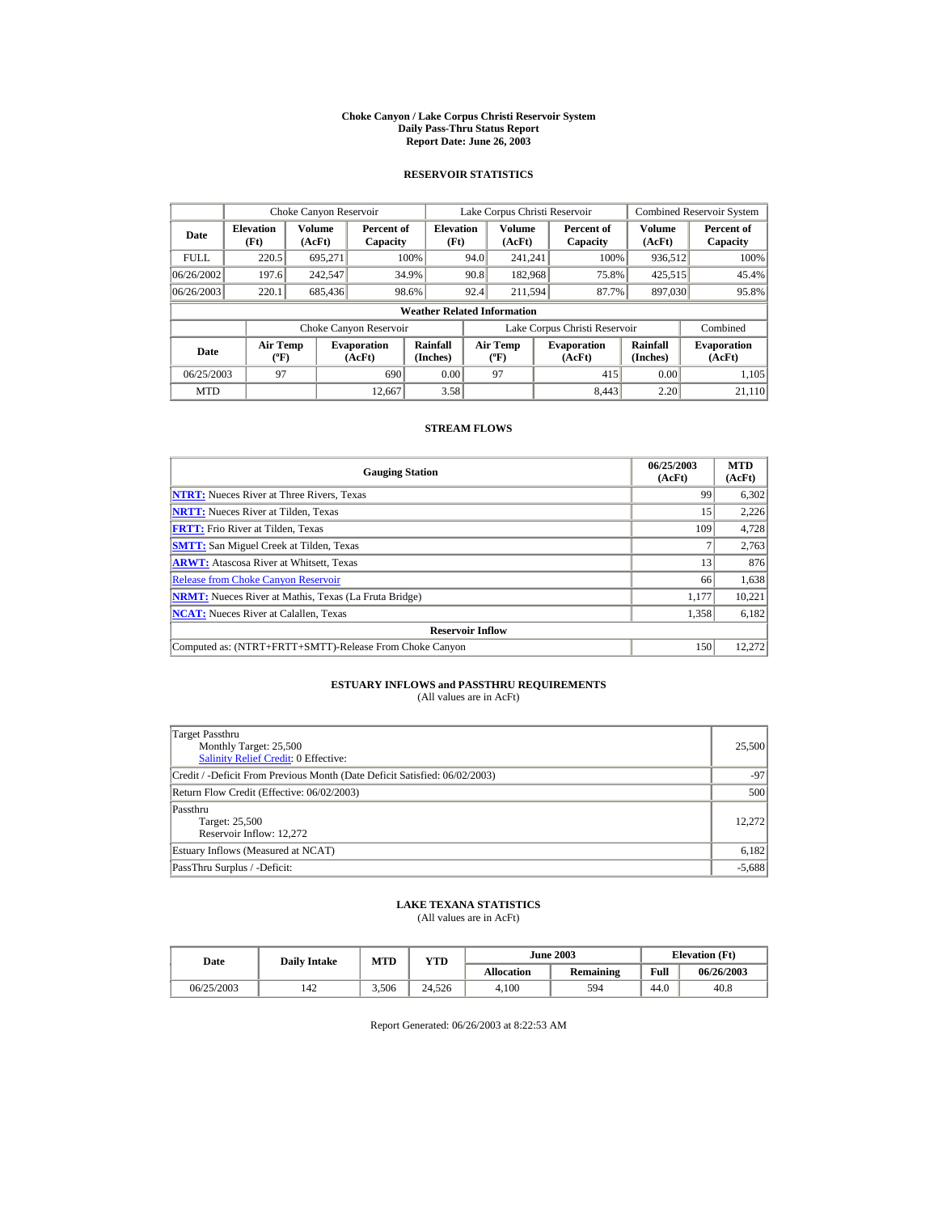# Choke Canyon / Lake Corpus Christi Reservoir System
## Daily Pass-Thru Status Report
## Report Date: June 26, 2003

### RESERVOIR STATISTICS

| | Choke Canyon Reservoir | | | Lake Corpus Christi Reservoir | | | Combined Reservoir System | |
|---|---|---|---|---|---|---|---|---|
| **Date** | **Elevation (Ft)** | **Volume (AcFt)** | **Percent of Capacity** | **Elevation (Ft)** | **Volume (AcFt)** | **Percent of Capacity** | **Volume (AcFt)** | **Percent of Capacity** |
| FULL | 220.5 | 695,271 | 100% | 94.0 | 241,241 | 100% | 936,512 | 100% |
| 06/26/2002 | 197.6 | 242,547 | 34.9% | 90.8 | 182,968 | 75.8% | 425,515 | 45.4% |
| 06/26/2003 | 220.1 | 685,436 | 98.6% | 92.4 | 211,594 | 87.7% | 897,030 | 95.8% |

**Weather Related Information**

| | Choke Canyon Reservoir | | | Lake Corpus Christi Reservoir | | | Combined |
|---|---|---|---|---|---|---|---|
| **Date** | **Air Temp (ºF)** | **Evaporation (AcFt)** | **Rainfall (Inches)** | **Air Temp (ºF)** | **Evaporation (AcFt)** | **Rainfall (Inches)** | **Evaporation (AcFt)** |
| 06/25/2003 | 97 | 690 | 0.00 | 97 | 415 | 0.00 | 1,105 |
| MTD | | 12,667 | 3.58 | | 8,443 | 2.20 | 21,110 |

### STREAM FLOWS

| Gauging Station | 06/25/2003 (AcFt) | MTD (AcFt) |
|---|---|---|
| **NTRT:** Nueces River at Three Rivers, Texas | 99 | 6,302 |
| **NRTT:** Nueces River at Tilden, Texas | 15 | 2,226 |
| **FRTT:** Frio River at Tilden, Texas | 109 | 4,728 |
| **SMTT:** San Miguel Creek at Tilden, Texas | 7 | 2,763 |
| **ARWT:** Atascosa River at Whitsett, Texas | 13 | 876 |
| Release from Choke Canyon Reservoir | 66 | 1,638 |
| **NRMT:** Nueces River at Mathis, Texas (La Fruta Bridge) | 1,177 | 10,221 |
| **NCAT:** Nueces River at Calallen, Texas | 1,358 | 6,182 |
| **Reservoir Inflow** | | |
| Computed as: (NTRT+FRTT+SMTT)-Release From Choke Canyon | 150 | 12,272 |

### ESTUARY INFLOWS and PASSTHRU REQUIREMENTS
(All values are in AcFt)

| | |
|---|---|
| Target Passthru<br>Monthly Target: 25,500<br>Salinity Relief Credit: 0 Effective: | 25,500 |
| Credit / -Deficit From Previous Month (Date Deficit Satisfied: 06/02/2003) | -97 |
| Return Flow Credit (Effective: 06/02/2003) | 500 |
| Passthru<br>Target: 25,500<br>Reservoir Inflow: 12,272 | 12,272 |
| Estuary Inflows (Measured at NCAT) | 6,182 |
| PassThru Surplus / -Deficit: | -5,688 |

### LAKE TEXANA STATISTICS
(All values are in AcFt)

| Date | Daily Intake | MTD | YTD | June 2003 | | Elevation (Ft) | |
|---|---|---|---|---|---|---|---|
| | | | | **Allocation** | **Remaining** | **Full** | **06/26/2003** |
| 06/25/2003 | 142 | 3,506 | 24,526 | 4,100 | 594 | 44.0 | 40.8 |

Report Generated: 06/26/2003 at 8:22:53 AM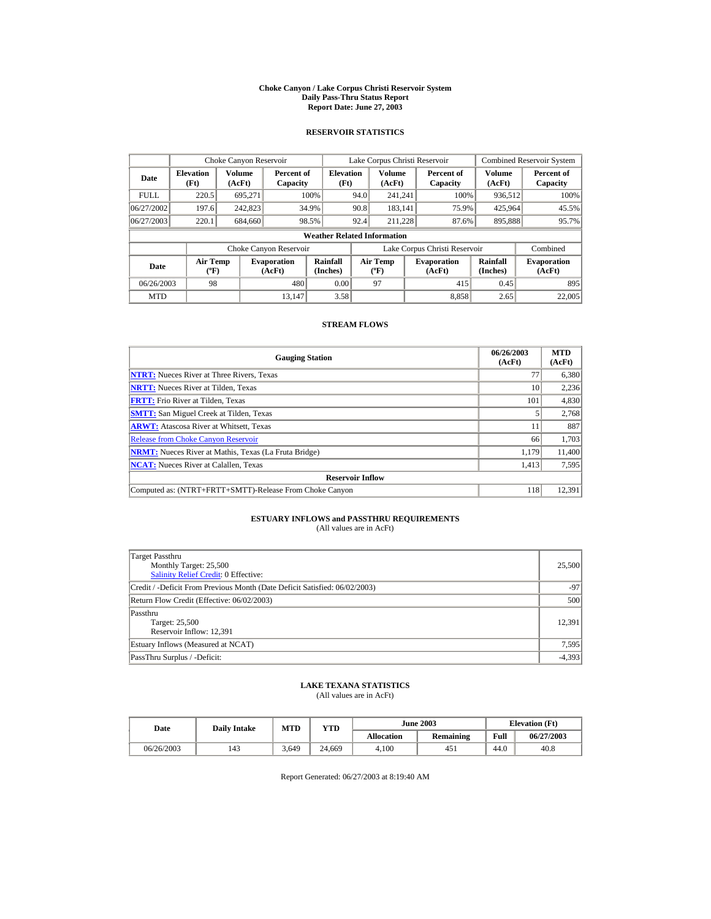# Choke Canyon / Lake Corpus Christi Reservoir System
## Daily Pass-Thru Status Report
## Report Date: June 27, 2003

### RESERVOIR STATISTICS

| | Choke Canyon Reservoir | | | Lake Corpus Christi Reservoir | | | Combined Reservoir System | |
|---|---|---|---|---|---|---|---|---|
| Date | Elevation (Ft) | Volume (AcFt) | Percent of Capacity | Elevation (Ft) | Volume (AcFt) | Percent of Capacity | Volume (AcFt) | Percent of Capacity |
| FULL | 220.5 | 695,271 | 100% | 94.0 | 241,241 | 100% | 936,512 | 100% |
| 06/27/2002 | 197.6 | 242,823 | 34.9% | 90.8 | 183,141 | 75.9% | 425,964 | 45.5% |
| 06/27/2003 | 220.1 | 684,660 | 98.5% | 92.4 | 211,228 | 87.6% | 895,888 | 95.7% |

**Weather Related Information**

| | Choke Canyon Reservoir | | | Lake Corpus Christi Reservoir | | | Combined |
|---|---|---|---|---|---|---|---|
| Date | Air Temp (ºF) | Evaporation (AcFt) | Rainfall (Inches) | Air Temp (ºF) | Evaporation (AcFt) | Rainfall (Inches) | Evaporation (AcFt) |
| 06/26/2003 | 98 | 480 | 0.00 | 97 | 415 | 0.45 | 895 |
| MTD | | 13,147 | 3.58 | | 8,858 | 2.65 | 22,005 |

### STREAM FLOWS

| Gauging Station | 06/26/2003 (AcFt) | MTD (AcFt) |
|---|---|---|
| **NTRT:** Nueces River at Three Rivers, Texas | 77 | 6,380 |
| **NRTT:** Nueces River at Tilden, Texas | 10 | 2,236 |
| **FRTT:** Frio River at Tilden, Texas | 101 | 4,830 |
| **SMTT:** San Miguel Creek at Tilden, Texas | 5 | 2,768 |
| **ARWT:** Atascosa River at Whitsett, Texas | 11 | 887 |
| Release from Choke Canyon Reservoir | 66 | 1,703 |
| **NRMT:** Nueces River at Mathis, Texas (La Fruta Bridge) | 1,179 | 11,400 |
| **NCAT:** Nueces River at Calallen, Texas | 1,413 | 7,595 |
| **Reservoir Inflow** | | |
| Computed as: (NTRT+FRTT+SMTT)-Release From Choke Canyon | 118 | 12,391 |

### ESTUARY INFLOWS and PASSTHRU REQUIREMENTS
(All values are in AcFt)

| | |
|---|---|
| Target Passthru<br>Monthly Target: 25,500<br>Salinity Relief Credit: 0 Effective: | 25,500 |
| Credit / -Deficit From Previous Month (Date Deficit Satisfied: 06/02/2003) | -97 |
| Return Flow Credit (Effective: 06/02/2003) | 500 |
| Passthru<br>Target: 25,500<br>Reservoir Inflow: 12,391 | 12,391 |
| Estuary Inflows (Measured at NCAT) | 7,595 |
| PassThru Surplus / -Deficit: | -4,393 |

### LAKE TEXANA STATISTICS
(All values are in AcFt)

| Date | Daily Intake | MTD | YTD | June 2003 | | Elevation (Ft) | |
|---|---|---|---|---|---|---|---|
| | | | | Allocation | Remaining | Full | 06/27/2003 |
| 06/26/2003 | 143 | 3,649 | 24,669 | 4,100 | 451 | 44.0 | 40.8 |

Report Generated: 06/27/2003 at 8:19:40 AM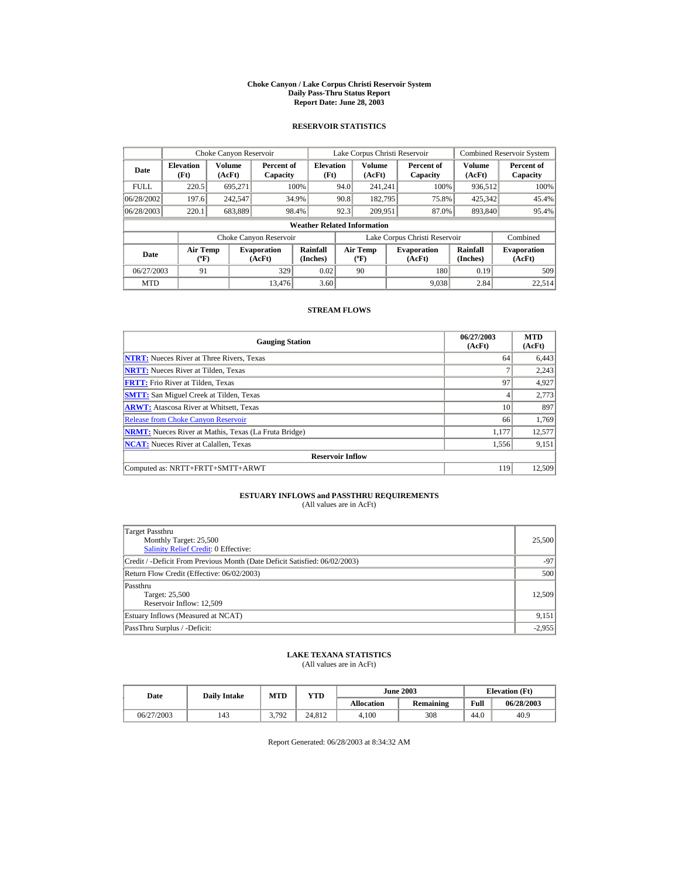# Choke Canyon / Lake Corpus Christi Reservoir System
## Daily Pass-Thru Status Report
### Report Date: June 28, 2003

## RESERVOIR STATISTICS

| | Choke Canyon Reservoir | | | Lake Corpus Christi Reservoir | | | Combined Reservoir System | |
|---|---|---|---|---|---|---|---|---|
| **Date** | **Elevation (Ft)** | **Volume (AcFt)** | **Percent of Capacity** | **Elevation (Ft)** | **Volume (AcFt)** | **Percent of Capacity** | **Volume (AcFt)** | **Percent of Capacity** |
| FULL | 220.5 | 695,271 | 100% | 94.0 | 241,241 | 100% | 936,512 | 100% |
| 06/28/2002 | 197.6 | 242,547 | 34.9% | 90.8 | 182,795 | 75.8% | 425,342 | 45.4% |
| 06/28/2003 | 220.1 | 683,889 | 98.4% | 92.3 | 209,951 | 87.0% | 893,840 | 95.4% |

**Weather Related Information**

| | Choke Canyon Reservoir | | | Lake Corpus Christi Reservoir | | | Combined |
|---|---|---|---|---|---|---|---|
| **Date** | **Air Temp (ºF)** | **Evaporation (AcFt)** | **Rainfall (Inches)** | **Air Temp (ºF)** | **Evaporation (AcFt)** | **Rainfall (Inches)** | **Evaporation (AcFt)** |
| 06/27/2003 | 91 | 329 | 0.02 | 90 | 180 | 0.19 | 509 |
| MTD | | 13,476 | 3.60 | | 9,038 | 2.84 | 22,514 |

## STREAM FLOWS

| Gauging Station | 06/27/2003 (AcFt) | MTD (AcFt) |
|---|---|---|
| **NTRT:** Nueces River at Three Rivers, Texas | 64 | 6,443 |
| **NRTT:** Nueces River at Tilden, Texas | 7 | 2,243 |
| **FRTT:** Frio River at Tilden, Texas | 97 | 4,927 |
| **SMTT:** San Miguel Creek at Tilden, Texas | 4 | 2,773 |
| **ARWT:** Atascosa River at Whitsett, Texas | 10 | 897 |
| Release from Choke Canyon Reservoir | 66 | 1,769 |
| **NRMT:** Nueces River at Mathis, Texas (La Fruta Bridge) | 1,177 | 12,577 |
| **NCAT:** Nueces River at Calallen, Texas | 1,556 | 9,151 |
| **Reservoir Inflow** | | |
| Computed as: NRTT+FRTT+SMTT+ARWT | 119 | 12,509 |

## ESTUARY INFLOWS and PASSTHRU REQUIREMENTS
(All values are in AcFt)

| | |
|---|---|
| Target Passthru<br>Monthly Target: 25,500<br>Salinity Relief Credit: 0 Effective: | 25,500 |
| Credit / -Deficit From Previous Month (Date Deficit Satisfied: 06/02/2003) | -97 |
| Return Flow Credit (Effective: 06/02/2003) | 500 |
| Passthru<br>Target: 25,500<br>Reservoir Inflow: 12,509 | 12,509 |
| Estuary Inflows (Measured at NCAT) | 9,151 |
| PassThru Surplus / -Deficit: | -2,955 |

## LAKE TEXANA STATISTICS
(All values are in AcFt)

| Date | Daily Intake | MTD | YTD | June 2003 | | Elevation (Ft) | |
|---|---|---|---|---|---|---|---|
| | | | | **Allocation** | **Remaining** | **Full** | **06/28/2003** |
| 06/27/2003 | 143 | 3,792 | 24,812 | 4,100 | 308 | 44.0 | 40.9 |

Report Generated: 06/28/2003 at 8:34:32 AM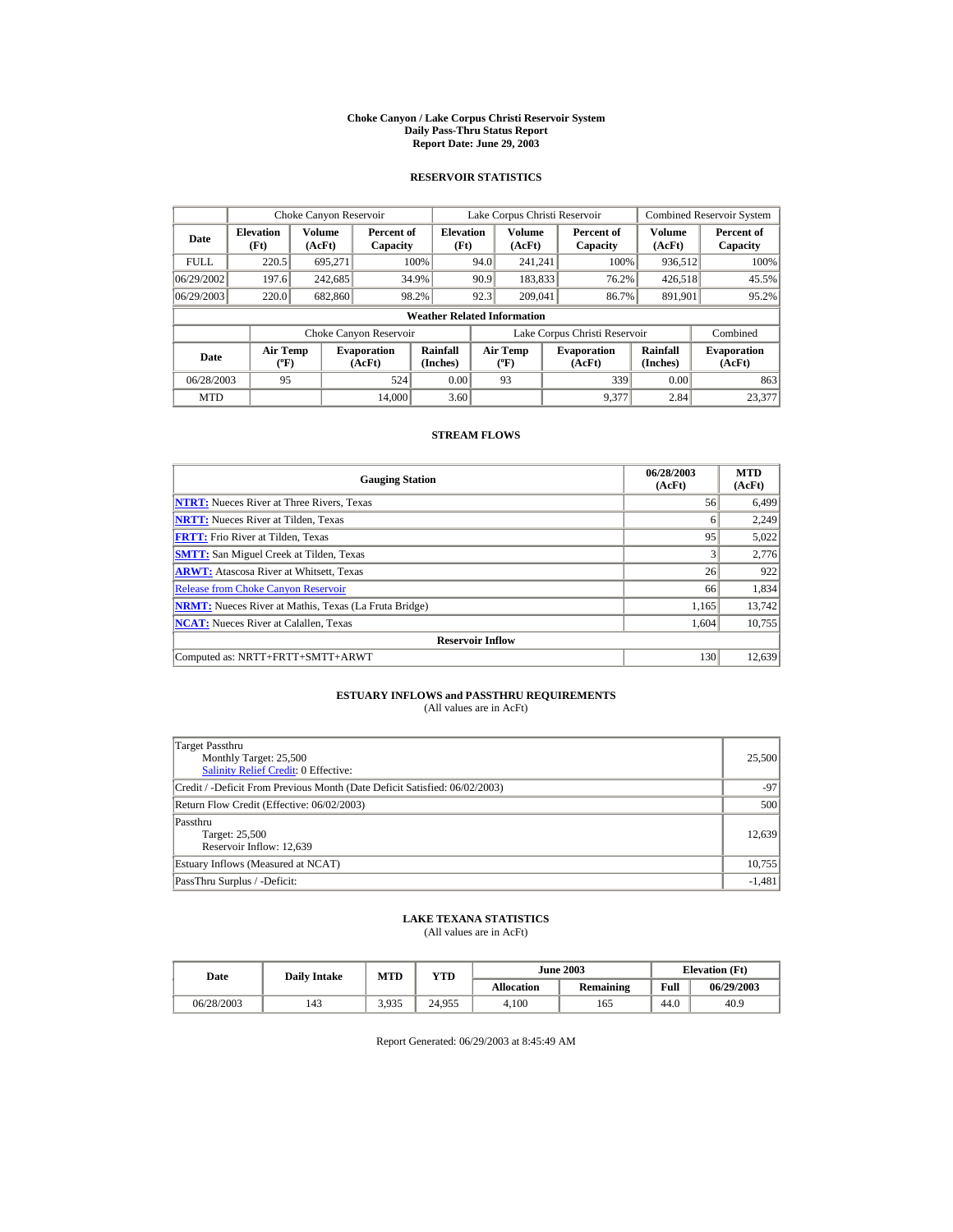# Choke Canyon / Lake Corpus Christi Reservoir System
## Daily Pass-Thru Status Report
### Report Date: June 29, 2003

## RESERVOIR STATISTICS

| Date | Choke Canyon Reservoir | | | Lake Corpus Christi Reservoir | | | Combined Reservoir System | |
|---|---|---|---|---|---|---|---|---|
| | Elevation (Ft) | Volume (AcFt) | Percent of Capacity | Elevation (Ft) | Volume (AcFt) | Percent of Capacity | Volume (AcFt) | Percent of Capacity |
| FULL | 220.5 | 695,271 | 100% | 94.0 | 241,241 | 100% | 936,512 | 100% |
| 06/29/2002 | 197.6 | 242,685 | 34.9% | 90.9 | 183,833 | 76.2% | 426,518 | 45.5% |
| 06/29/2003 | 220.0 | 682,860 | 98.2% | 92.3 | 209,041 | 86.7% | 891,901 | 95.2% |

**Weather Related Information**

| Date | Choke Canyon Reservoir | | | Lake Corpus Christi Reservoir | | | Combined |
|---|---|---|---|---|---|---|---|
| | Air Temp (ºF) | Evaporation (AcFt) | Rainfall (Inches) | Air Temp (ºF) | Evaporation (AcFt) | Rainfall (Inches) | Evaporation (AcFt) |
| 06/28/2003 | 95 | 524 | 0.00 | 93 | 339 | 0.00 | 863 |
| MTD | | 14,000 | 3.60 | | 9,377 | 2.84 | 23,377 |

## STREAM FLOWS

| Gauging Station | 06/28/2003 (AcFt) | MTD (AcFt) |
|---|---|---|
| NTRT: Nueces River at Three Rivers, Texas | 56 | 6,499 |
| NRTT: Nueces River at Tilden, Texas | 6 | 2,249 |
| FRTT: Frio River at Tilden, Texas | 95 | 5,022 |
| SMTT: San Miguel Creek at Tilden, Texas | 3 | 2,776 |
| ARWT: Atascosa River at Whitsett, Texas | 26 | 922 |
| Release from Choke Canyon Reservoir | 66 | 1,834 |
| NRMT: Nueces River at Mathis, Texas (La Fruta Bridge) | 1,165 | 13,742 |
| NCAT: Nueces River at Calallen, Texas | 1,604 | 10,755 |
| **Reservoir Inflow** | | |
| Computed as: NRTT+FRTT+SMTT+ARWT | 130 | 12,639 |

## ESTUARY INFLOWS and PASSTHRU REQUIREMENTS
(All values are in AcFt)

| | |
|---|---|
| Target Passthru<br>Monthly Target: 25,500<br>Salinity Relief Credit: 0 Effective: | 25,500 |
| Credit / -Deficit From Previous Month (Date Deficit Satisfied: 06/02/2003) | -97 |
| Return Flow Credit (Effective: 06/02/2003) | 500 |
| Passthru<br>Target: 25,500<br>Reservoir Inflow: 12,639 | 12,639 |
| Estuary Inflows (Measured at NCAT) | 10,755 |
| PassThru Surplus / -Deficit: | -1,481 |

## LAKE TEXANA STATISTICS
(All values are in AcFt)

| Date | Daily Intake | MTD | YTD | June 2003 | | Elevation (Ft) | |
|---|---|---|---|---|---|---|---|
| | | | | Allocation | Remaining | Full | 06/29/2003 |
| 06/28/2003 | 143 | 3,935 | 24,955 | 4,100 | 165 | 44.0 | 40.9 |

Report Generated: 06/29/2003 at 8:45:49 AM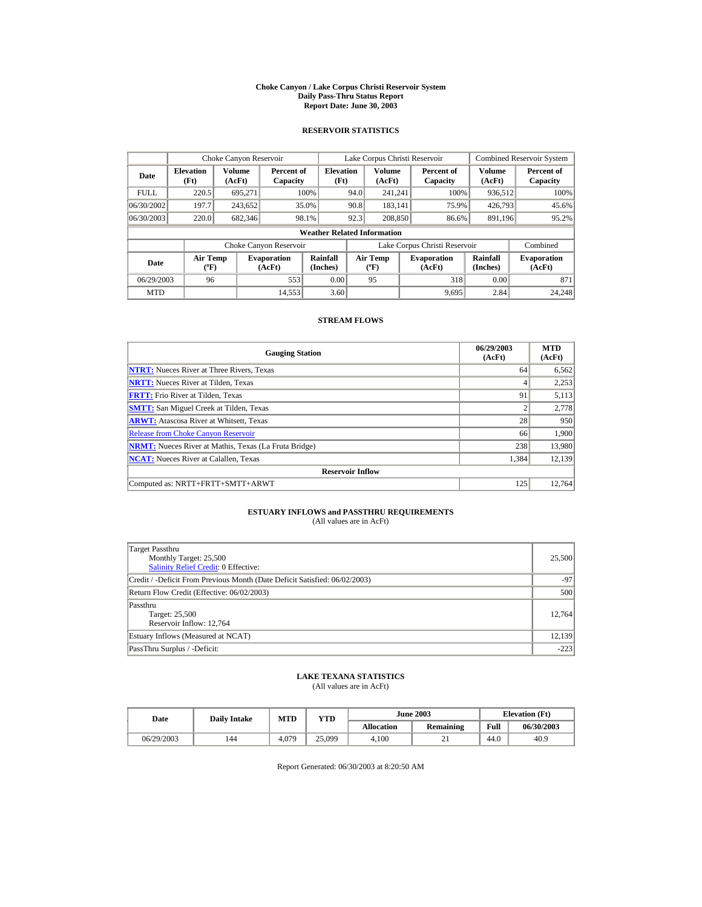# Choke Canyon / Lake Corpus Christi Reservoir System
## Daily Pass-Thru Status Report
### Report Date: June 30, 2003

## RESERVOIR STATISTICS

| | Choke Canyon Reservoir | | | Lake Corpus Christi Reservoir | | | Combined Reservoir System | |
|---|---|---|---|---|---|---|---|---|
| Date | Elevation (Ft) | Volume (AcFt) | Percent of Capacity | Elevation (Ft) | Volume (AcFt) | Percent of Capacity | Volume (AcFt) | Percent of Capacity |
| FULL | 220.5 | 695,271 | 100% | 94.0 | 241,241 | 100% | 936,512 | 100% |
| 06/30/2002 | 197.7 | 243,652 | 35.0% | 90.8 | 183,141 | 75.9% | 426,793 | 45.6% |
| 06/30/2003 | 220.0 | 682,346 | 98.1% | 92.3 | 208,850 | 86.6% | 891,196 | 95.2% |

**Weather Related Information**

| | Choke Canyon Reservoir | | | Lake Corpus Christi Reservoir | | | Combined |
|---|---|---|---|---|---|---|---|
| Date | Air Temp (ºF) | Evaporation (AcFt) | Rainfall (Inches) | Air Temp (ºF) | Evaporation (AcFt) | Rainfall (Inches) | Evaporation (AcFt) |
| 06/29/2003 | 96 | 553 | 0.00 | 95 | 318 | 0.00 | 871 |
| MTD | | 14,553 | 3.60 | | 9,695 | 2.84 | 24,248 |

## STREAM FLOWS

| Gauging Station | 06/29/2003 (AcFt) | MTD (AcFt) |
|---|---|---|
| **NTRT:** Nueces River at Three Rivers, Texas | 64 | 6,562 |
| **NRTT:** Nueces River at Tilden, Texas | 4 | 2,253 |
| **FRTT:** Frio River at Tilden, Texas | 91 | 5,113 |
| **SMTT:** San Miguel Creek at Tilden, Texas | 2 | 2,778 |
| **ARWT:** Atascosa River at Whitsett, Texas | 28 | 950 |
| Release from Choke Canyon Reservoir | 66 | 1,900 |
| **NRMT:** Nueces River at Mathis, Texas (La Fruta Bridge) | 238 | 13,980 |
| **NCAT:** Nueces River at Calallen, Texas | 1,384 | 12,139 |
| **Reservoir Inflow** | | |
| Computed as: NRTT+FRTT+SMTT+ARWT | 125 | 12,764 |

## ESTUARY INFLOWS and PASSTHRU REQUIREMENTS

(All values are in AcFt)

| | |
|---|---|
| Target Passthru<br>Monthly Target: 25,500<br>Salinity Relief Credit: 0 Effective: | 25,500 |
| Credit / -Deficit From Previous Month (Date Deficit Satisfied: 06/02/2003) | -97 |
| Return Flow Credit (Effective: 06/02/2003) | 500 |
| Passthru<br>Target: 25,500<br>Reservoir Inflow: 12,764 | 12,764 |
| Estuary Inflows (Measured at NCAT) | 12,139 |
| PassThru Surplus / -Deficit: | -223 |

## LAKE TEXANA STATISTICS

(All values are in AcFt)

| Date | Daily Intake | MTD | YTD | June 2003 | | Elevation (Ft) | |
|---|---|---|---|---|---|---|---|
| | | | | Allocation | Remaining | Full | 06/30/2003 |
| 06/29/2003 | 144 | 4,079 | 25,099 | 4,100 | 21 | 44.0 | 40.9 |

Report Generated: 06/30/2003 at 8:20:50 AM